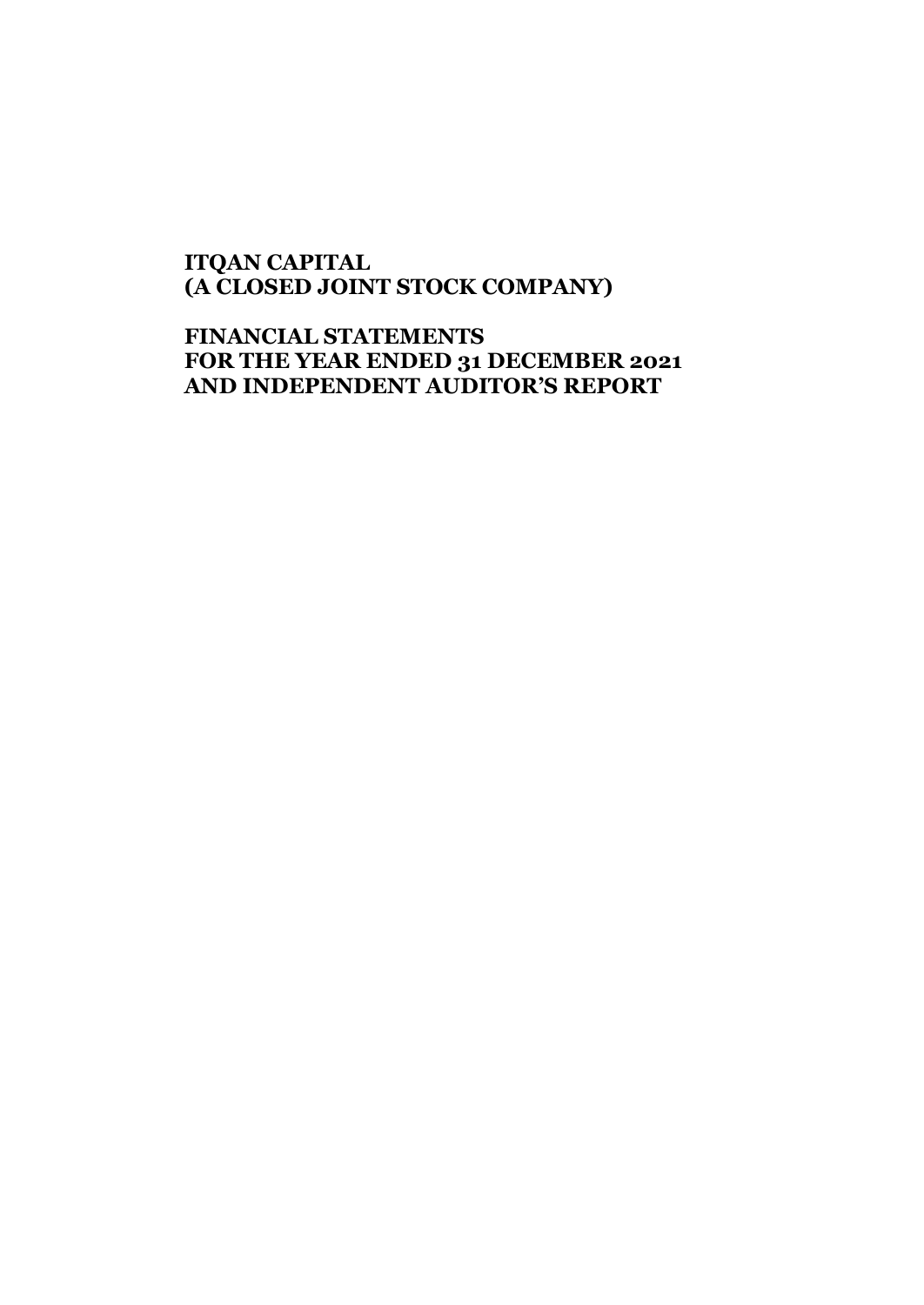# ITQAN CAPITAL
# (A CLOSED JOINT STOCK COMPANY)

## FINANCIAL STATEMENTS
## FOR THE YEAR ENDED 31 DECEMBER 2021
## AND INDEPENDENT AUDITOR'S REPORT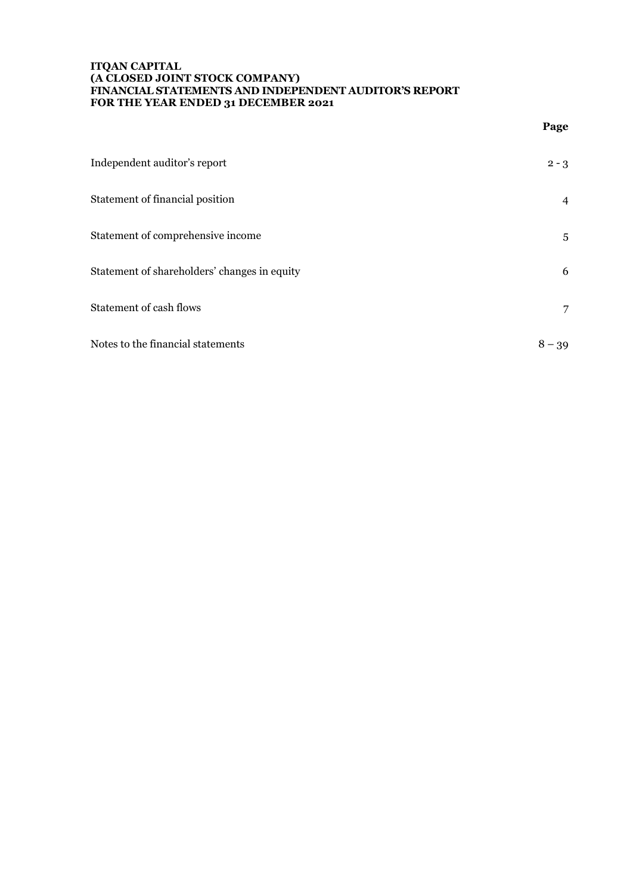**ITQAN CAPITAL**
**(A CLOSED JOINT STOCK COMPANY)**
**FINANCIAL STATEMENTS AND INDEPENDENT AUDITOR'S REPORT**
**FOR THE YEAR ENDED 31 DECEMBER 2021**

| | **Page** |
|---|---|
| Independent auditor's report | 2 - 3 |
| Statement of financial position | 4 |
| Statement of comprehensive income | 5 |
| Statement of shareholders' changes in equity | 6 |
| Statement of cash flows | 7 |
| Notes to the financial statements | 8 – 39 |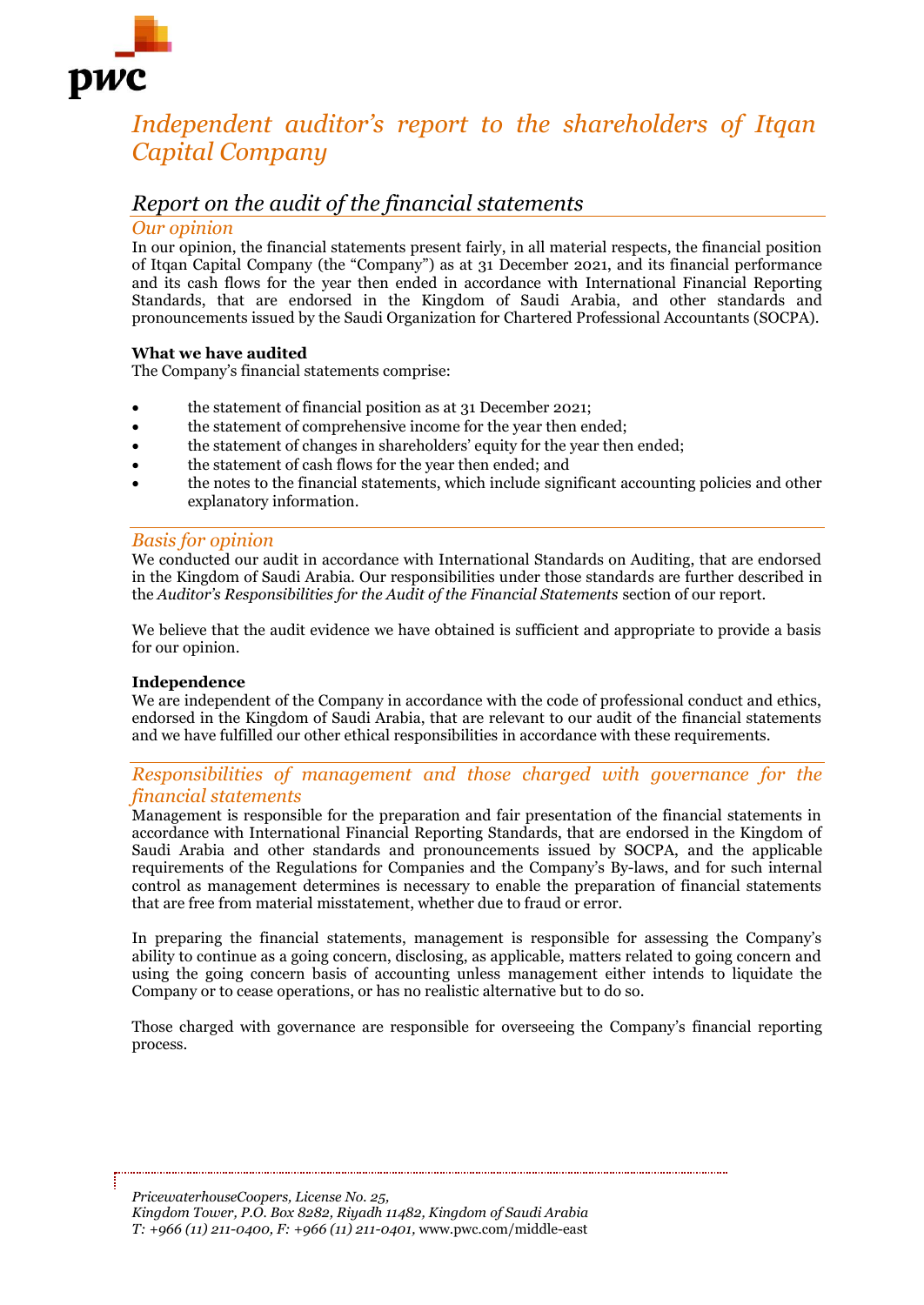# Independent auditor's report to the shareholders of Itqan Capital Company

## Report on the audit of the financial statements

### Our opinion

In our opinion, the financial statements present fairly, in all material respects, the financial position of Itqan Capital Company (the "Company") as at 31 December 2021, and its financial performance and its cash flows for the year then ended in accordance with International Financial Reporting Standards, that are endorsed in the Kingdom of Saudi Arabia, and other standards and pronouncements issued by the Saudi Organization for Chartered Professional Accountants (SOCPA).

**What we have audited**

The Company's financial statements comprise:

- the statement of financial position as at 31 December 2021;
- the statement of comprehensive income for the year then ended;
- the statement of changes in shareholders' equity for the year then ended;
- the statement of cash flows for the year then ended; and
- the notes to the financial statements, which include significant accounting policies and other explanatory information.

### Basis for opinion

We conducted our audit in accordance with International Standards on Auditing, that are endorsed in the Kingdom of Saudi Arabia. Our responsibilities under those standards are further described in the *Auditor's Responsibilities for the Audit of the Financial Statements* section of our report.

We believe that the audit evidence we have obtained is sufficient and appropriate to provide a basis for our opinion.

**Independence**

We are independent of the Company in accordance with the code of professional conduct and ethics, endorsed in the Kingdom of Saudi Arabia, that are relevant to our audit of the financial statements and we have fulfilled our other ethical responsibilities in accordance with these requirements.

### Responsibilities of management and those charged with governance for the financial statements

Management is responsible for the preparation and fair presentation of the financial statements in accordance with International Financial Reporting Standards, that are endorsed in the Kingdom of Saudi Arabia and other standards and pronouncements issued by SOCPA, and the applicable requirements of the Regulations for Companies and the Company's By-laws, and for such internal control as management determines is necessary to enable the preparation of financial statements that are free from material misstatement, whether due to fraud or error.

In preparing the financial statements, management is responsible for assessing the Company's ability to continue as a going concern, disclosing, as applicable, matters related to going concern and using the going concern basis of accounting unless management either intends to liquidate the Company or to cease operations, or has no realistic alternative but to do so.

Those charged with governance are responsible for overseeing the Company's financial reporting process.

*PricewaterhouseCoopers, License No. 25,*
*Kingdom Tower, P.O. Box 8282, Riyadh 11482, Kingdom of Saudi Arabia*
*T: +966 (11) 211-0400, F: +966 (11) 211-0401,* www.pwc.com/middle-east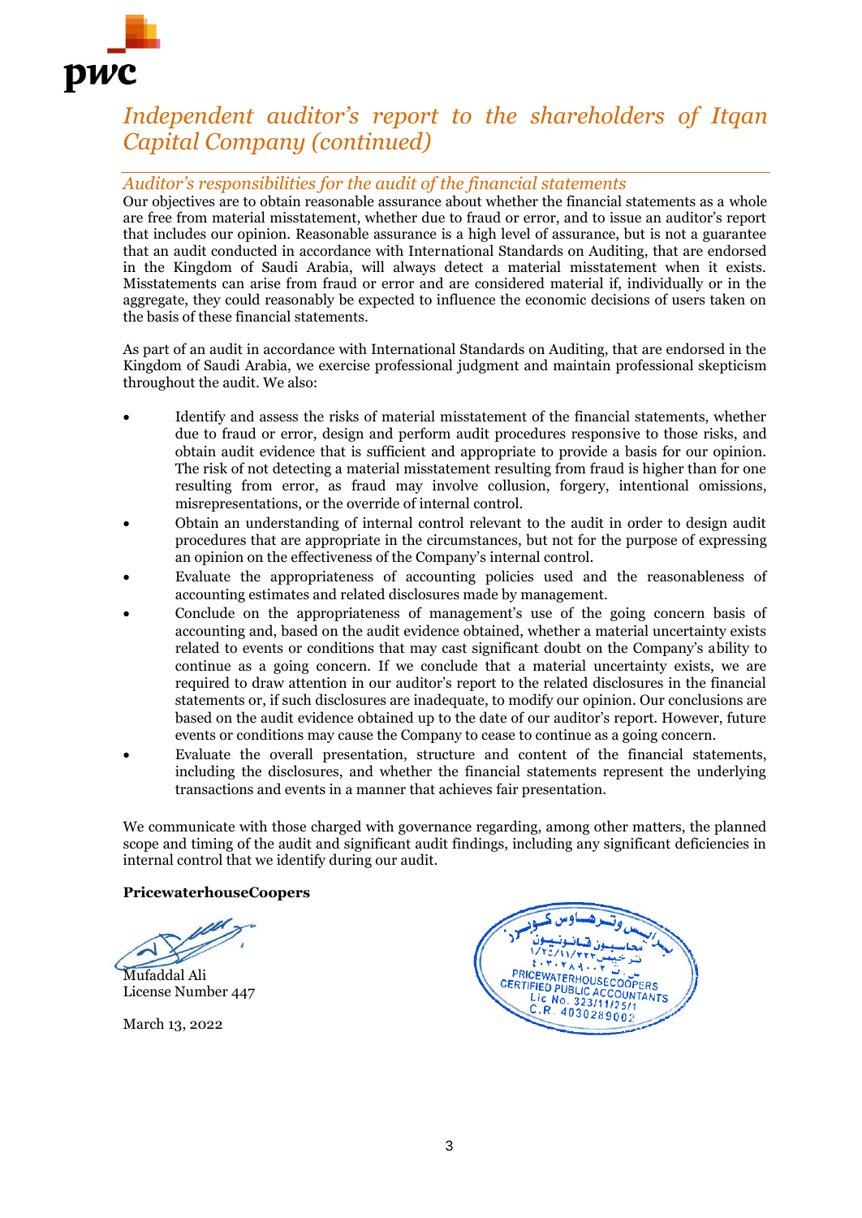# *Independent auditor's report to the shareholders of Itqan Capital Company (continued)*

## *Auditor's responsibilities for the audit of the financial statements*

Our objectives are to obtain reasonable assurance about whether the financial statements as a whole are free from material misstatement, whether due to fraud or error, and to issue an auditor's report that includes our opinion. Reasonable assurance is a high level of assurance, but is not a guarantee that an audit conducted in accordance with International Standards on Auditing, that are endorsed in the Kingdom of Saudi Arabia, will always detect a material misstatement when it exists. Misstatements can arise from fraud or error and are considered material if, individually or in the aggregate, they could reasonably be expected to influence the economic decisions of users taken on the basis of these financial statements.

As part of an audit in accordance with International Standards on Auditing, that are endorsed in the Kingdom of Saudi Arabia, we exercise professional judgment and maintain professional skepticism throughout the audit. We also:

- Identify and assess the risks of material misstatement of the financial statements, whether due to fraud or error, design and perform audit procedures responsive to those risks, and obtain audit evidence that is sufficient and appropriate to provide a basis for our opinion. The risk of not detecting a material misstatement resulting from fraud is higher than for one resulting from error, as fraud may involve collusion, forgery, intentional omissions, misrepresentations, or the override of internal control.
- Obtain an understanding of internal control relevant to the audit in order to design audit procedures that are appropriate in the circumstances, but not for the purpose of expressing an opinion on the effectiveness of the Company's internal control.
- Evaluate the appropriateness of accounting policies used and the reasonableness of accounting estimates and related disclosures made by management.
- Conclude on the appropriateness of management's use of the going concern basis of accounting and, based on the audit evidence obtained, whether a material uncertainty exists related to events or conditions that may cast significant doubt on the Company's ability to continue as a going concern. If we conclude that a material uncertainty exists, we are required to draw attention in our auditor's report to the related disclosures in the financial statements or, if such disclosures are inadequate, to modify our opinion. Our conclusions are based on the audit evidence obtained up to the date of our auditor's report. However, future events or conditions may cause the Company to cease to continue as a going concern.
- Evaluate the overall presentation, structure and content of the financial statements, including the disclosures, and whether the financial statements represent the underlying transactions and events in a manner that achieves fair presentation.

We communicate with those charged with governance regarding, among other matters, the planned scope and timing of the audit and significant audit findings, including any significant deficiencies in internal control that we identify during our audit.

**PricewaterhouseCoopers**

Mufaddal Ali
License Number 447

March 13, 2022

برايس وترهاوس كوبرز
محاسبون قانونيون
ترخيص ٣٢٣/١١/٢٥/١
س.ت ٤٠٣٠٢٨٩٠٠٢
PRICEWATERHOUSECOOPERS
CERTIFIED PUBLIC ACCOUNTANTS
Lic No. 323/11/25/1
C.R. 4030289002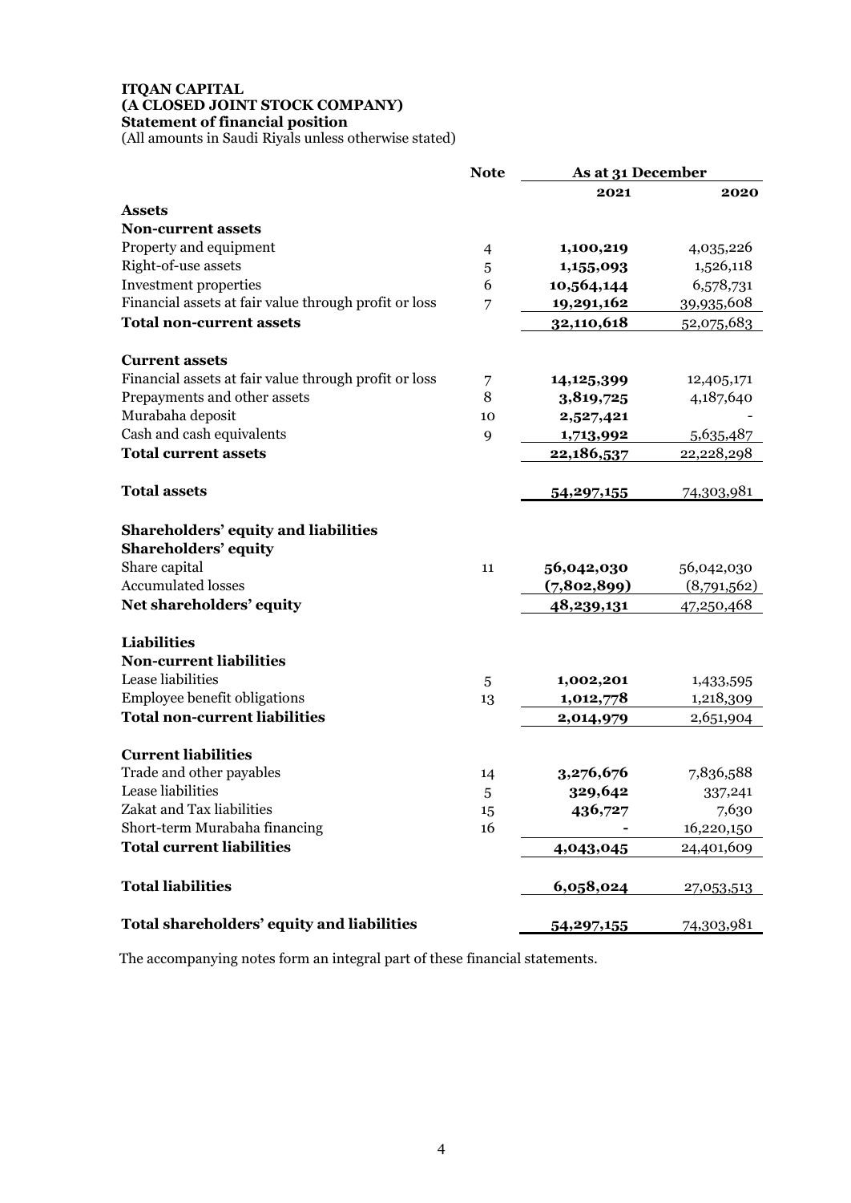**ITQAN CAPITAL**
**(A CLOSED JOINT STOCK COMPANY)**
**Statement of financial position**
(All amounts in Saudi Riyals unless otherwise stated)

| | Note | As at 31 December | |
|---|---|---|---|
| | | **2021** | **2020** |
| **Assets** | | | |
| **Non-current assets** | | | |
| Property and equipment | 4 | **1,100,219** | 4,035,226 |
| Right-of-use assets | 5 | **1,155,093** | 1,526,118 |
| Investment properties | 6 | **10,564,144** | 6,578,731 |
| Financial assets at fair value through profit or loss | 7 | **19,291,162** | 39,935,608 |
| **Total non-current assets** | | **32,110,618** | 52,075,683 |
| | | | |
| **Current assets** | | | |
| Financial assets at fair value through profit or loss | 7 | **14,125,399** | 12,405,171 |
| Prepayments and other assets | 8 | **3,819,725** | 4,187,640 |
| Murabaha deposit | 10 | **2,527,421** | - |
| Cash and cash equivalents | 9 | **1,713,992** | 5,635,487 |
| **Total current assets** | | **22,186,537** | 22,228,298 |
| | | | |
| **Total assets** | | **54,297,155** | 74,303,981 |
| | | | |
| **Shareholders' equity and liabilities** | | | |
| **Shareholders' equity** | | | |
| Share capital | 11 | **56,042,030** | 56,042,030 |
| Accumulated losses | | **(7,802,899)** | (8,791,562) |
| **Net shareholders' equity** | | **48,239,131** | 47,250,468 |
| | | | |
| **Liabilities** | | | |
| **Non-current liabilities** | | | |
| Lease liabilities | 5 | **1,002,201** | 1,433,595 |
| Employee benefit obligations | 13 | **1,012,778** | 1,218,309 |
| **Total non-current liabilities** | | **2,014,979** | 2,651,904 |
| | | | |
| **Current liabilities** | | | |
| Trade and other payables | 14 | **3,276,676** | 7,836,588 |
| Lease liabilities | 5 | **329,642** | 337,241 |
| Zakat and Tax liabilities | 15 | **436,727** | 7,630 |
| Short-term Murabaha financing | 16 | **-** | 16,220,150 |
| **Total current liabilities** | | **4,043,045** | 24,401,609 |
| | | | |
| **Total liabilities** | | **6,058,024** | 27,053,513 |
| | | | |
| **Total shareholders' equity and liabilities** | | **54,297,155** | 74,303,981 |

The accompanying notes form an integral part of these financial statements.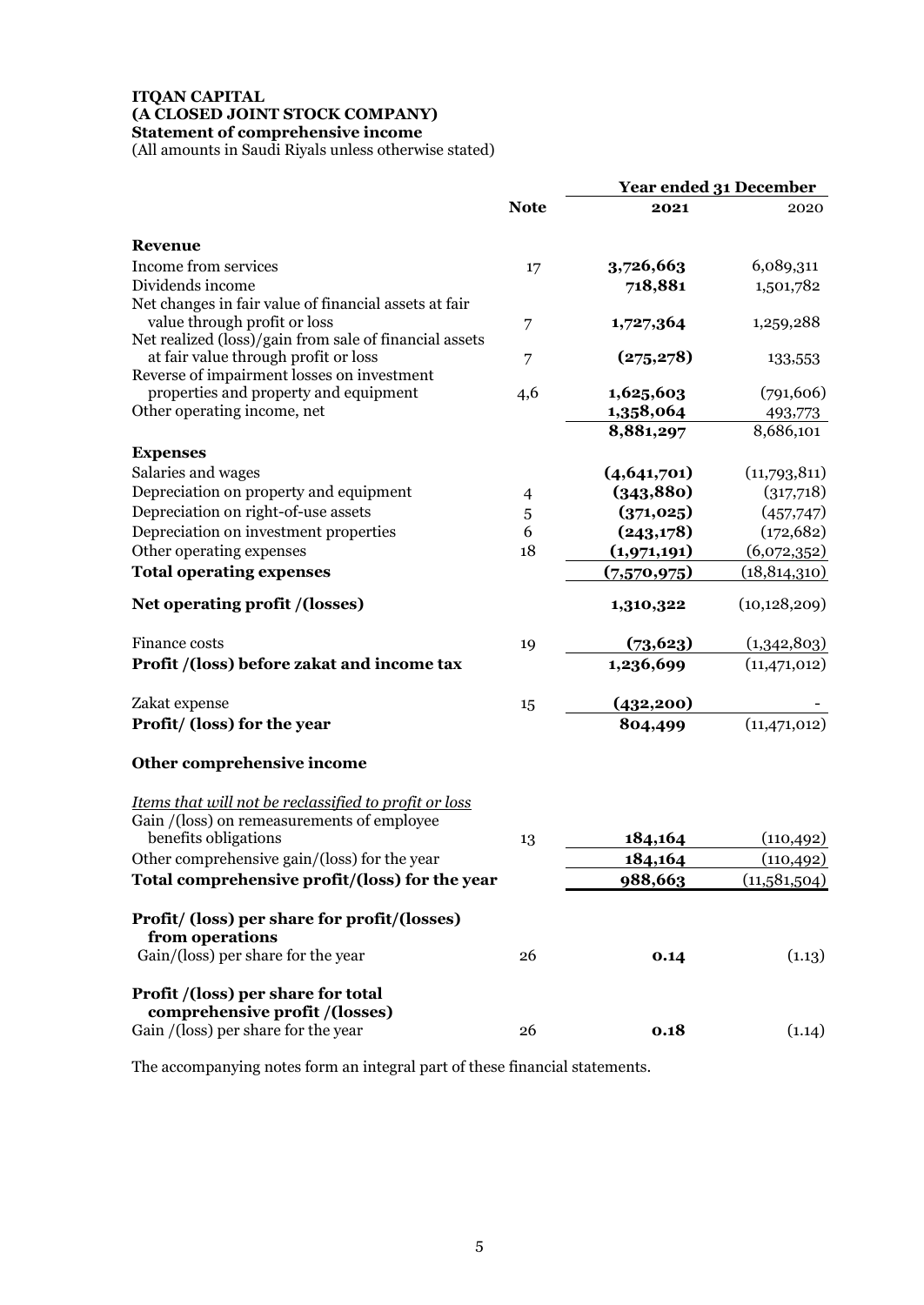**ITQAN CAPITAL**
**(A CLOSED JOINT STOCK COMPANY)**
**Statement of comprehensive income**
(All amounts in Saudi Riyals unless otherwise stated)

| | Note | Year ended 31 December 2021 | 2020 |
|---|---|---|---|
| **Revenue** | | | |
| Income from services | 17 | **3,726,663** | 6,089,311 |
| Dividends income | | **718,881** | 1,501,782 |
| Net changes in fair value of financial assets at fair value through profit or loss | 7 | **1,727,364** | 1,259,288 |
| Net realized (loss)/gain from sale of financial assets at fair value through profit or loss | 7 | **(275,278)** | 133,553 |
| Reverse of impairment losses on investment properties and property and equipment | 4,6 | **1,625,603** | (791,606) |
| Other operating income, net | | **1,358,064** | 493,773 |
| | | **8,881,297** | 8,686,101 |
| **Expenses** | | | |
| Salaries and wages | | **(4,641,701)** | (11,793,811) |
| Depreciation on property and equipment | 4 | **(343,880)** | (317,718) |
| Depreciation on right-of-use assets | 5 | **(371,025)** | (457,747) |
| Depreciation on investment properties | 6 | **(243,178)** | (172,682) |
| Other operating expenses | 18 | **(1,971,191)** | (6,072,352) |
| **Total operating expenses** | | **(7,570,975)** | (18,814,310) |
| **Net operating profit /(losses)** | | **1,310,322** | (10,128,209) |
| Finance costs | 19 | **(73,623)** | (1,342,803) |
| **Profit /(loss) before zakat and income tax** | | **1,236,699** | (11,471,012) |
| Zakat expense | 15 | **(432,200)** | - |
| **Profit/ (loss) for the year** | | **804,499** | (11,471,012) |
| **Other comprehensive income** | | | |
| *Items that will not be reclassified to profit or loss* | | | |
| Gain /(loss) on remeasurements of employee benefits obligations | 13 | **184,164** | (110,492) |
| Other comprehensive gain/(loss) for the year | | **184,164** | (110,492) |
| **Total comprehensive profit/(loss) for the year** | | **988,663** | (11,581,504) |
| **Profit/ (loss) per share for profit/(losses) from operations** | | | |
| Gain/(loss) per share for the year | 26 | **0.14** | (1.13) |
| **Profit /(loss) per share for total comprehensive profit /(losses)** | | | |
| Gain /(loss) per share for the year | 26 | **0.18** | (1.14) |

The accompanying notes form an integral part of these financial statements.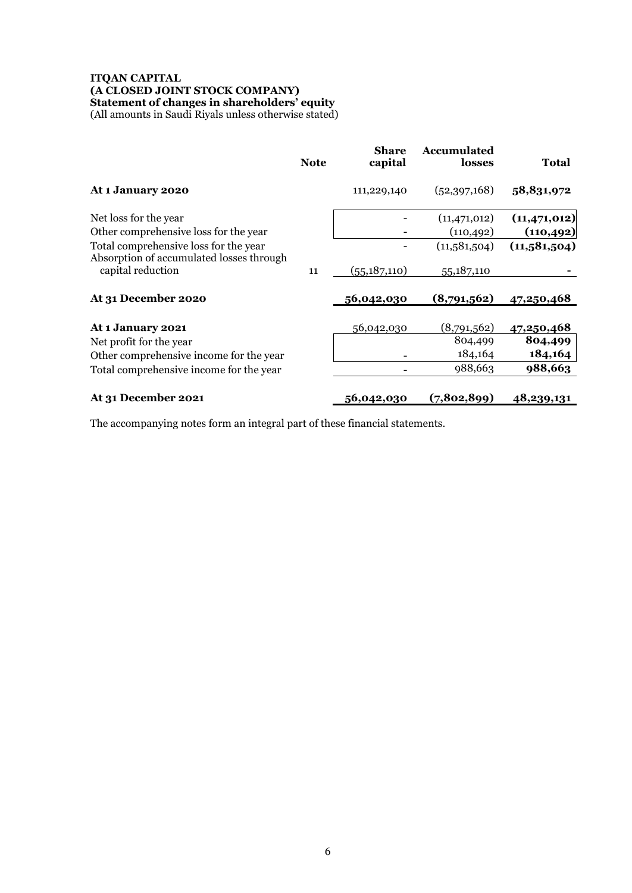**ITQAN CAPITAL**
**(A CLOSED JOINT STOCK COMPANY)**
**Statement of changes in shareholders' equity**
(All amounts in Saudi Riyals unless otherwise stated)

| | Note | Share capital | Accumulated losses | Total |
|---|---|---|---|---|
| **At 1 January 2020** | | 111,229,140 | (52,397,168) | **58,831,972** |
| Net loss for the year | | - | (11,471,012) | **(11,471,012)** |
| Other comprehensive loss for the year | | - | (110,492) | **(110,492)** |
| Total comprehensive loss for the year | | - | (11,581,504) | **(11,581,504)** |
| Absorption of accumulated losses through capital reduction | 11 | (55,187,110) | 55,187,110 | **-** |
| **At 31 December 2020** | | **56,042,030** | **(8,791,562)** | **47,250,468** |
| **At 1 January 2021** | | 56,042,030 | (8,791,562) | **47,250,468** |
| Net profit for the year | | | 804,499 | **804,499** |
| Other comprehensive income for the year | | - | 184,164 | **184,164** |
| Total comprehensive income for the year | | - | 988,663 | **988,663** |
| **At 31 December 2021** | | **56,042,030** | **(7,802,899)** | **48,239,131** |

The accompanying notes form an integral part of these financial statements.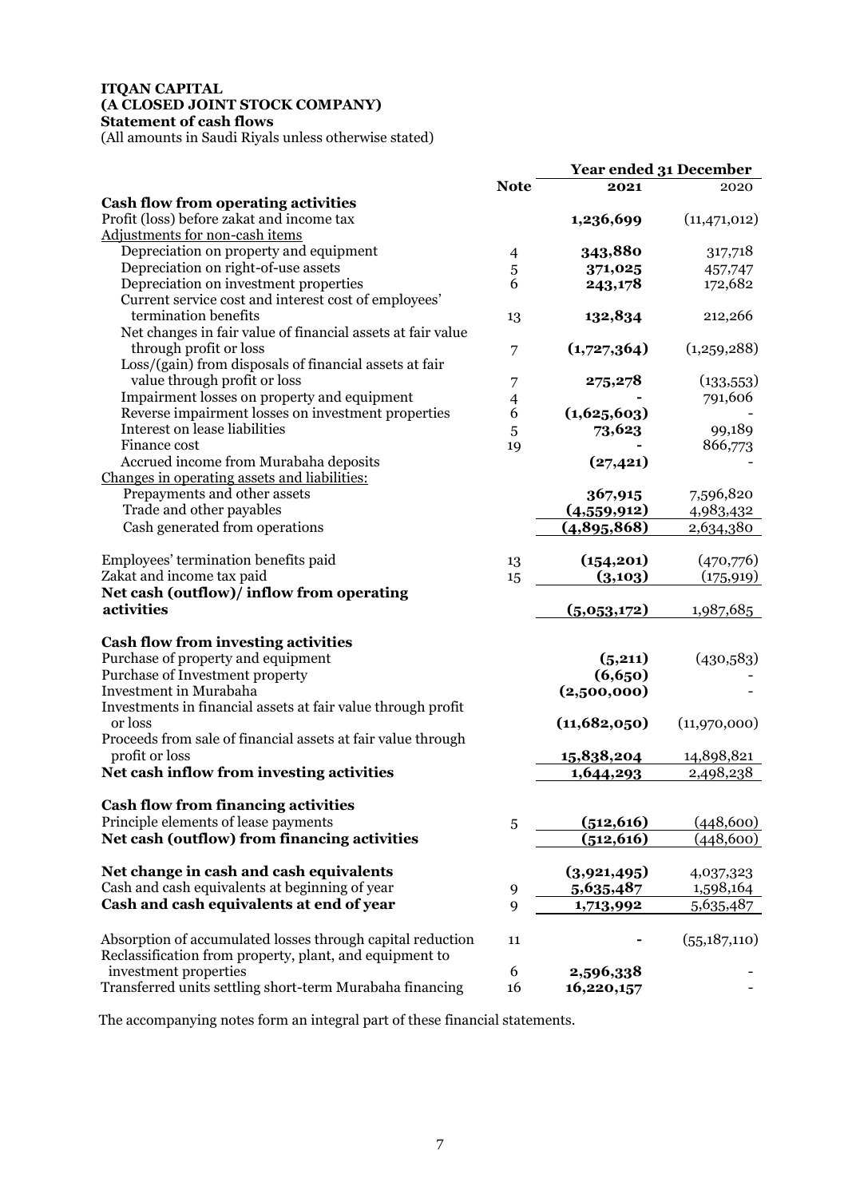**ITQAN CAPITAL**
**(A CLOSED JOINT STOCK COMPANY)**
**Statement of cash flows**
(All amounts in Saudi Riyals unless otherwise stated)

| | Note | Year ended 31 December 2021 | 2020 |
|---|---|---|---|
| **Cash flow from operating activities** | | | |
| Profit (loss) before zakat and income tax | | **1,236,699** | (11,471,012) |
| Adjustments for non-cash items | | | |
| Depreciation on property and equipment | 4 | **343,880** | 317,718 |
| Depreciation on right-of-use assets | 5 | **371,025** | 457,747 |
| Depreciation on investment properties | 6 | **243,178** | 172,682 |
| Current service cost and interest cost of employees' termination benefits | 13 | **132,834** | 212,266 |
| Net changes in fair value of financial assets at fair value through profit or loss | 7 | **(1,727,364)** | (1,259,288) |
| Loss/(gain) from disposals of financial assets at fair value through profit or loss | 7 | **275,278** | (133,553) |
| Impairment losses on property and equipment | 4 | **-** | 791,606 |
| Reverse impairment losses on investment properties | 6 | **(1,625,603)** | - |
| Interest on lease liabilities | 5 | **73,623** | 99,189 |
| Finance cost | 19 | **-** | 866,773 |
| Accrued income from Murabaha deposits | | **(27,421)** | - |
| Changes in operating assets and liabilities: | | | |
| Prepayments and other assets | | **367,915** | 7,596,820 |
| Trade and other payables | | **(4,559,912)** | 4,983,432 |
| Cash generated from operations | | **(4,895,868)** | 2,634,380 |
| Employees' termination benefits paid | 13 | **(154,201)** | (470,776) |
| Zakat and income tax paid | 15 | **(3,103)** | (175,919) |
| **Net cash (outflow)/ inflow from operating activities** | | **(5,053,172)** | 1,987,685 |
| **Cash flow from investing activities** | | | |
| Purchase of property and equipment | | **(5,211)** | (430,583) |
| Purchase of Investment property | | **(6,650)** | - |
| Investment in Murabaha | | **(2,500,000)** | - |
| Investments in financial assets at fair value through profit or loss | | **(11,682,050)** | (11,970,000) |
| Proceeds from sale of financial assets at fair value through profit or loss | | **15,838,204** | 14,898,821 |
| **Net cash inflow from investing activities** | | **1,644,293** | 2,498,238 |
| **Cash flow from financing activities** | | | |
| Principle elements of lease payments | 5 | **(512,616)** | (448,600) |
| **Net cash (outflow) from financing activities** | | **(512,616)** | (448,600) |
| **Net change in cash and cash equivalents** | | **(3,921,495)** | 4,037,323 |
| Cash and cash equivalents at beginning of year | 9 | **5,635,487** | 1,598,164 |
| **Cash and cash equivalents at end of year** | 9 | **1,713,992** | 5,635,487 |
| Absorption of accumulated losses through capital reduction | 11 | **-** | (55,187,110) |
| Reclassification from property, plant, and equipment to investment properties | 6 | **2,596,338** | - |
| Transferred units settling short-term Murabaha financing | 16 | **16,220,157** | - |

The accompanying notes form an integral part of these financial statements.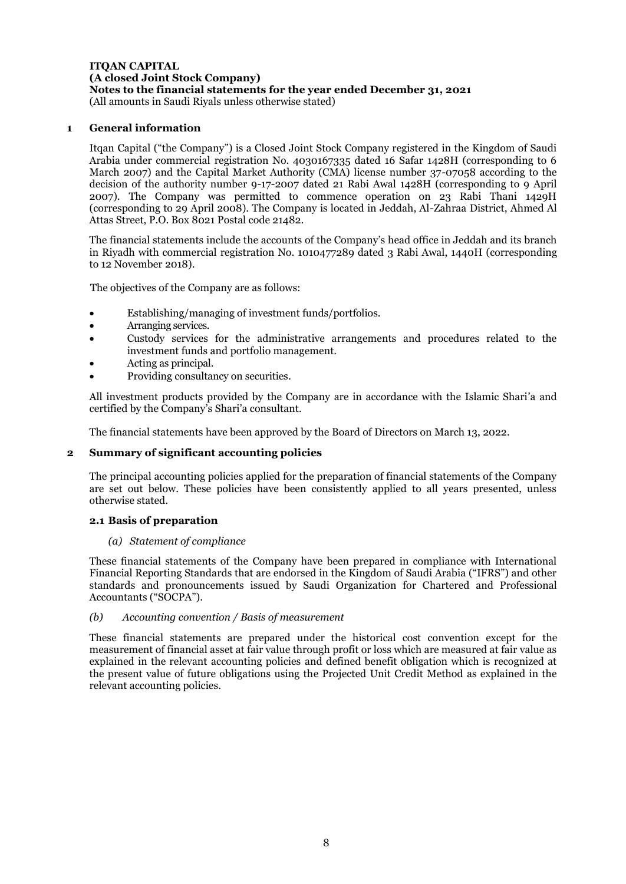**ITQAN CAPITAL**
**(A closed Joint Stock Company)**
**Notes to the financial statements for the year ended December 31, 2021**
(All amounts in Saudi Riyals unless otherwise stated)

## 1 General information

Itqan Capital ("the Company") is a Closed Joint Stock Company registered in the Kingdom of Saudi Arabia under commercial registration No. 4030167335 dated 16 Safar 1428H (corresponding to 6 March 2007) and the Capital Market Authority (CMA) license number 37-07058 according to the decision of the authority number 9-17-2007 dated 21 Rabi Awal 1428H (corresponding to 9 April 2007). The Company was permitted to commence operation on 23 Rabi Thani 1429H (corresponding to 29 April 2008). The Company is located in Jeddah, Al-Zahraa District, Ahmed Al Attas Street, P.O. Box 8021 Postal code 21482.

The financial statements include the accounts of the Company's head office in Jeddah and its branch in Riyadh with commercial registration No. 1010477289 dated 3 Rabi Awal, 1440H (corresponding to 12 November 2018).

The objectives of the Company are as follows:

- Establishing/managing of investment funds/portfolios.
- Arranging services.
- Custody services for the administrative arrangements and procedures related to the investment funds and portfolio management.
- Acting as principal.
- Providing consultancy on securities.

All investment products provided by the Company are in accordance with the Islamic Shari'a and certified by the Company's Shari'a consultant.

The financial statements have been approved by the Board of Directors on March 13, 2022.

## 2 Summary of significant accounting policies

The principal accounting policies applied for the preparation of financial statements of the Company are set out below. These policies have been consistently applied to all years presented, unless otherwise stated.

### 2.1 Basis of preparation

*(a) Statement of compliance*

These financial statements of the Company have been prepared in compliance with International Financial Reporting Standards that are endorsed in the Kingdom of Saudi Arabia ("IFRS") and other standards and pronouncements issued by Saudi Organization for Chartered and Professional Accountants ("SOCPA").

*(b) Accounting convention / Basis of measurement*

These financial statements are prepared under the historical cost convention except for the measurement of financial asset at fair value through profit or loss which are measured at fair value as explained in the relevant accounting policies and defined benefit obligation which is recognized at the present value of future obligations using the Projected Unit Credit Method as explained in the relevant accounting policies.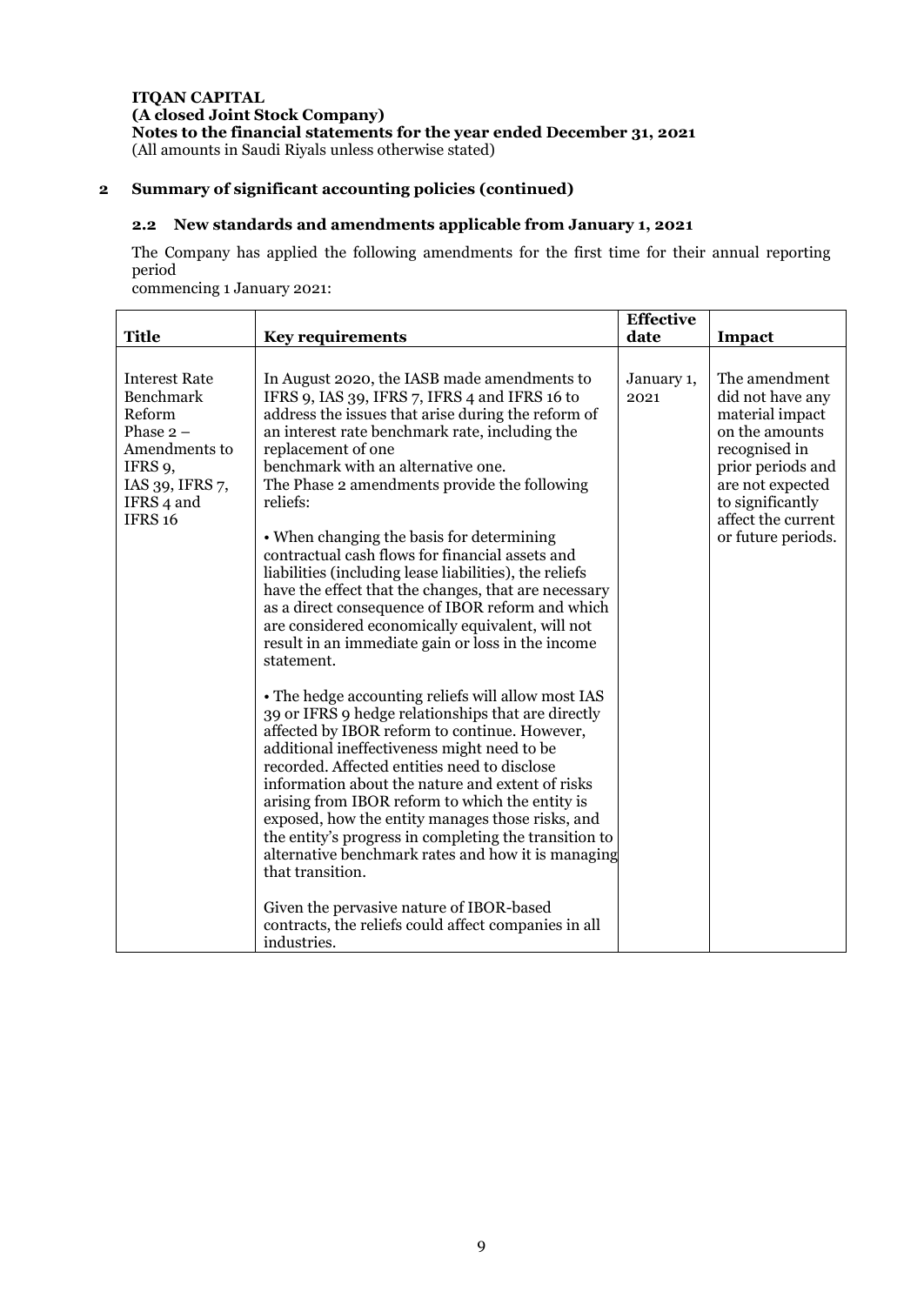**ITQAN CAPITAL**
**(A closed Joint Stock Company)**
**Notes to the financial statements for the year ended December 31, 2021**
(All amounts in Saudi Riyals unless otherwise stated)

## 2 Summary of significant accounting policies (continued)

### 2.2 New standards and amendments applicable from January 1, 2021

The Company has applied the following amendments for the first time for their annual reporting period
commencing 1 January 2021:

| Title | Key requirements | Effective date | Impact |
|---|---|---|---|
| Interest Rate Benchmark Reform Phase 2 – Amendments to IFRS 9, IAS 39, IFRS 7, IFRS 4 and IFRS 16 | In August 2020, the IASB made amendments to IFRS 9, IAS 39, IFRS 7, IFRS 4 and IFRS 16 to address the issues that arise during the reform of an interest rate benchmark rate, including the replacement of one benchmark with an alternative one. The Phase 2 amendments provide the following reliefs:<br><br>• When changing the basis for determining contractual cash flows for financial assets and liabilities (including lease liabilities), the reliefs have the effect that the changes, that are necessary as a direct consequence of IBOR reform and which are considered economically equivalent, will not result in an immediate gain or loss in the income statement.<br><br>• The hedge accounting reliefs will allow most IAS 39 or IFRS 9 hedge relationships that are directly affected by IBOR reform to continue. However, additional ineffectiveness might need to be recorded. Affected entities need to disclose information about the nature and extent of risks arising from IBOR reform to which the entity is exposed, how the entity manages those risks, and the entity's progress in completing the transition to alternative benchmark rates and how it is managing that transition.<br><br>Given the pervasive nature of IBOR-based contracts, the reliefs could affect companies in all industries. | January 1, 2021 | The amendment did not have any material impact on the amounts recognised in prior periods and are not expected to significantly affect the current or future periods. |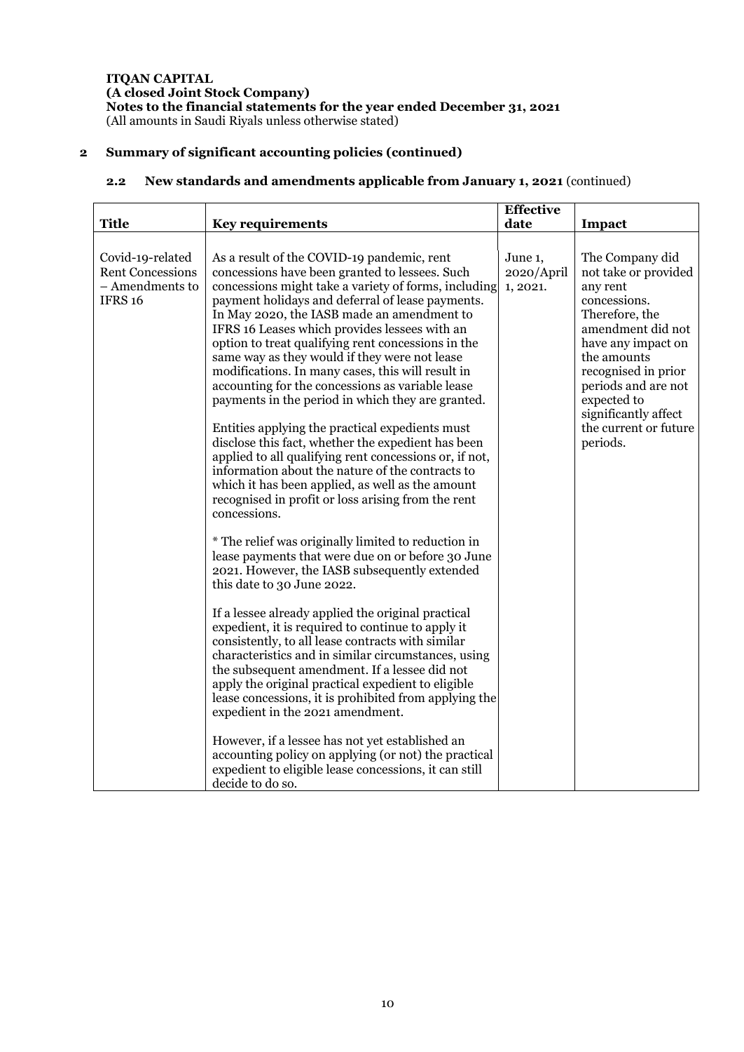**ITQAN CAPITAL**
**(A closed Joint Stock Company)**
**Notes to the financial statements for the year ended December 31, 2021**
(All amounts in Saudi Riyals unless otherwise stated)

## 2 Summary of significant accounting policies (continued)

### 2.2 New standards and amendments applicable from January 1, 2021 (continued)

| Title | Key requirements | Effective date | Impact |
|---|---|---|---|
| Covid-19-related Rent Concessions – Amendments to IFRS 16 | As a result of the COVID-19 pandemic, rent concessions have been granted to lessees. Such concessions might take a variety of forms, including payment holidays and deferral of lease payments. In May 2020, the IASB made an amendment to IFRS 16 Leases which provides lessees with an option to treat qualifying rent concessions in the same way as they would if they were not lease modifications. In many cases, this will result in accounting for the concessions as variable lease payments in the period in which they are granted.<br><br>Entities applying the practical expedients must disclose this fact, whether the expedient has been applied to all qualifying rent concessions or, if not, information about the nature of the contracts to which it has been applied, as well as the amount recognised in profit or loss arising from the rent concessions.<br><br>* The relief was originally limited to reduction in lease payments that were due on or before 30 June 2021. However, the IASB subsequently extended this date to 30 June 2022.<br><br>If a lessee already applied the original practical expedient, it is required to continue to apply it consistently, to all lease contracts with similar characteristics and in similar circumstances, using the subsequent amendment. If a lessee did not apply the original practical expedient to eligible lease concessions, it is prohibited from applying the expedient in the 2021 amendment.<br><br>However, if a lessee has not yet established an accounting policy on applying (or not) the practical expedient to eligible lease concessions, it can still decide to do so. | June 1, 2020/April 1, 2021. | The Company did not take or provided any rent concessions. Therefore, the amendment did not have any impact on the amounts recognised in prior periods and are not expected to significantly affect the current or future periods. |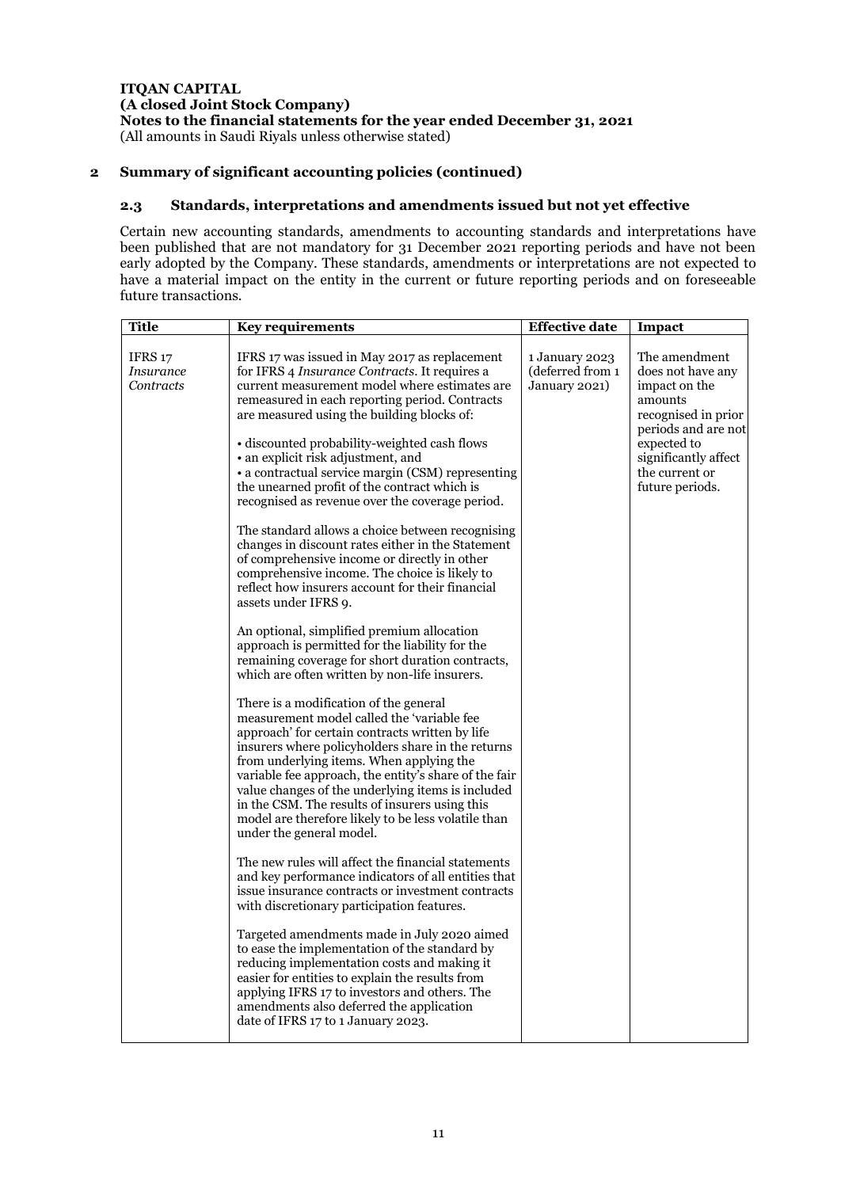**ITQAN CAPITAL**
**(A closed Joint Stock Company)**
**Notes to the financial statements for the year ended December 31, 2021**
(All amounts in Saudi Riyals unless otherwise stated)

## 2 Summary of significant accounting policies (continued)

### 2.3 Standards, interpretations and amendments issued but not yet effective

Certain new accounting standards, amendments to accounting standards and interpretations have been published that are not mandatory for 31 December 2021 reporting periods and have not been early adopted by the Company. These standards, amendments or interpretations are not expected to have a material impact on the entity in the current or future reporting periods and on foreseeable future transactions.

| Title | Key requirements | Effective date | Impact |
|---|---|---|---|
| IFRS 17 *Insurance Contracts* | IFRS 17 was issued in May 2017 as replacement for IFRS 4 *Insurance Contracts*. It requires a current measurement model where estimates are remeasured in each reporting period. Contracts are measured using the building blocks of:<br><br>• discounted probability-weighted cash flows<br>• an explicit risk adjustment, and<br>• a contractual service margin (CSM) representing the unearned profit of the contract which is recognised as revenue over the coverage period.<br><br>The standard allows a choice between recognising changes in discount rates either in the Statement of comprehensive income or directly in other comprehensive income. The choice is likely to reflect how insurers account for their financial assets under IFRS 9.<br><br>An optional, simplified premium allocation approach is permitted for the liability for the remaining coverage for short duration contracts, which are often written by non-life insurers.<br><br>There is a modification of the general measurement model called the 'variable fee approach' for certain contracts written by life insurers where policyholders share in the returns from underlying items. When applying the variable fee approach, the entity's share of the fair value changes of the underlying items is included in the CSM. The results of insurers using this model are therefore likely to be less volatile than under the general model.<br><br>The new rules will affect the financial statements and key performance indicators of all entities that issue insurance contracts or investment contracts with discretionary participation features.<br><br>Targeted amendments made in July 2020 aimed to ease the implementation of the standard by reducing implementation costs and making it easier for entities to explain the results from applying IFRS 17 to investors and others. The amendments also deferred the application date of IFRS 17 to 1 January 2023. | 1 January 2023 (deferred from 1 January 2021) | The amendment does not have any impact on the amounts recognised in prior periods and are not expected to significantly affect the current or future periods. |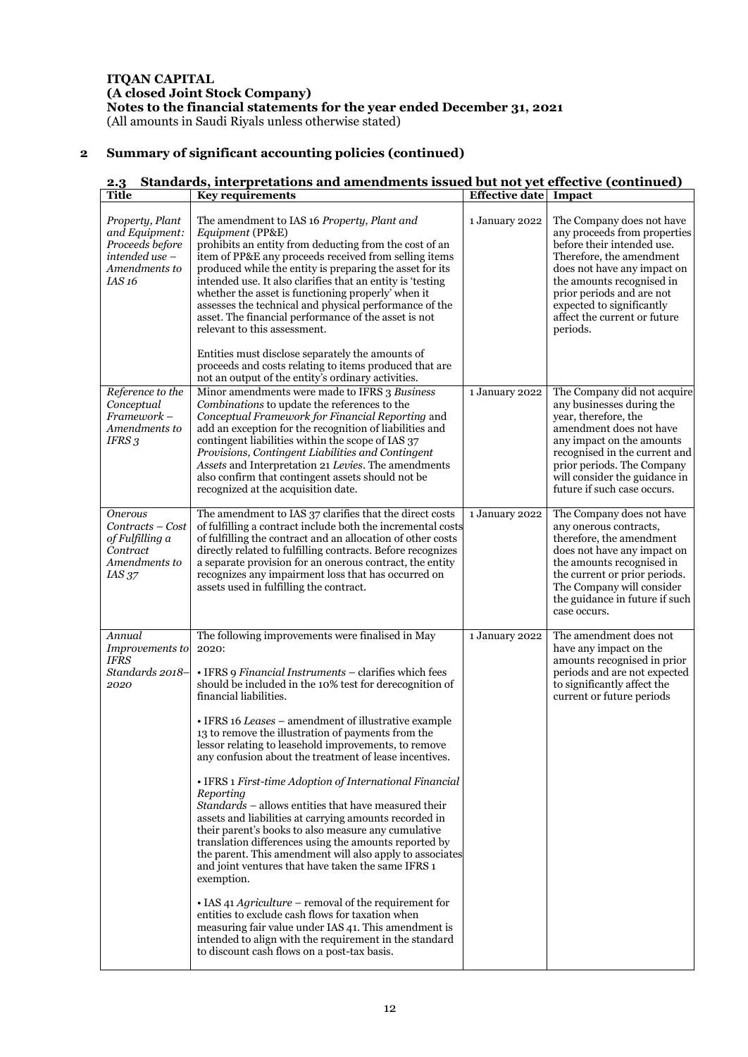**ITQAN CAPITAL**
**(A closed Joint Stock Company)**
**Notes to the financial statements for the year ended December 31, 2021**
(All amounts in Saudi Riyals unless otherwise stated)

## 2 Summary of significant accounting policies (continued)

### 2.3 Standards, interpretations and amendments issued but not yet effective (continued)

| Title | Key requirements | Effective date | Impact |
|---|---|---|---|
| *Property, Plant and Equipment: Proceeds before intended use – Amendments to IAS 16* | The amendment to IAS 16 *Property, Plant and Equipment* (PP&E) prohibits an entity from deducting from the cost of an item of PP&E any proceeds received from selling items produced while the entity is preparing the asset for its intended use. It also clarifies that an entity is 'testing whether the asset is functioning properly' when it assesses the technical and physical performance of the asset. The financial performance of the asset is not relevant to this assessment.<br><br>Entities must disclose separately the amounts of proceeds and costs relating to items produced that are not an output of the entity's ordinary activities. | 1 January 2022 | The Company does not have any proceeds from properties before their intended use. Therefore, the amendment does not have any impact on the amounts recognised in prior periods and are not expected to significantly affect the current or future periods. |
| *Reference to the Conceptual Framework – Amendments to IFRS 3* | Minor amendments were made to IFRS 3 *Business Combinations* to update the references to the *Conceptual Framework for Financial Reporting* and add an exception for the recognition of liabilities and contingent liabilities within the scope of IAS 37 *Provisions, Contingent Liabilities and Contingent Assets* and Interpretation 21 *Levies*. The amendments also confirm that contingent assets should not be recognized at the acquisition date. | 1 January 2022 | The Company did not acquire any businesses during the year, therefore, the amendment does not have any impact on the amounts recognised in the current and prior periods. The Company will consider the guidance in future if such case occurs. |
| *Onerous Contracts – Cost of Fulfilling a Contract Amendments to IAS 37* | The amendment to IAS 37 clarifies that the direct costs of fulfilling a contract include both the incremental costs of fulfilling the contract and an allocation of other costs directly related to fulfilling contracts. Before recognizes a separate provision for an onerous contract, the entity recognizes any impairment loss that has occurred on assets used in fulfilling the contract. | 1 January 2022 | The Company does not have any onerous contracts, therefore, the amendment does not have any impact on the amounts recognised in the current or prior periods. The Company will consider the guidance in future if such case occurs. |
| *Annual Improvements to IFRS Standards 2018–2020* | The following improvements were finalised in May 2020:<br><br>• IFRS 9 *Financial Instruments* – clarifies which fees should be included in the 10% test for derecognition of financial liabilities.<br><br>• IFRS 16 *Leases* – amendment of illustrative example 13 to remove the illustration of payments from the lessor relating to leasehold improvements, to remove any confusion about the treatment of lease incentives.<br><br>• IFRS 1 *First-time Adoption of International Financial Reporting Standards* – allows entities that have measured their assets and liabilities at carrying amounts recorded in their parent's books to also measure any cumulative translation differences using the amounts reported by the parent. This amendment will also apply to associates and joint ventures that have taken the same IFRS 1 exemption.<br><br>• IAS 41 *Agriculture* – removal of the requirement for entities to exclude cash flows for taxation when measuring fair value under IAS 41. This amendment is intended to align with the requirement in the standard to discount cash flows on a post-tax basis. | 1 January 2022 | The amendment does not have any impact on the amounts recognised in prior periods and are not expected to significantly affect the current or future periods |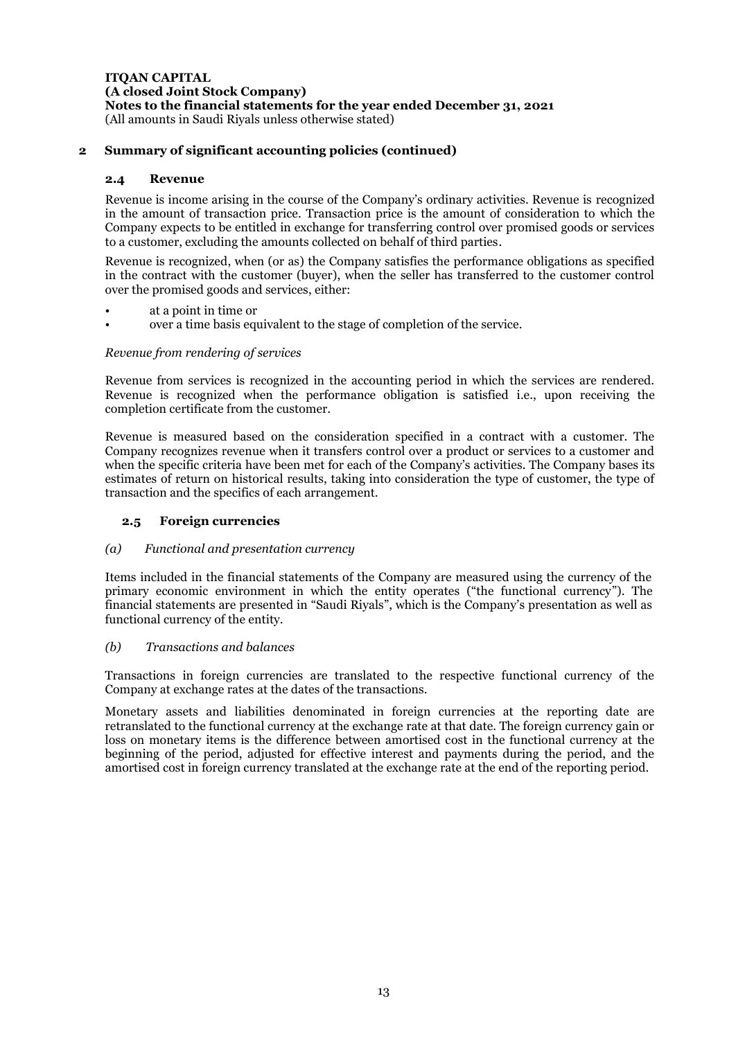## 2 Summary of significant accounting policies (continued)

### 2.4 Revenue

Revenue is income arising in the course of the Company's ordinary activities. Revenue is recognized in the amount of transaction price. Transaction price is the amount of consideration to which the Company expects to be entitled in exchange for transferring control over promised goods or services to a customer, excluding the amounts collected on behalf of third parties.

Revenue is recognized, when (or as) the Company satisfies the performance obligations as specified in the contract with the customer (buyer), when the seller has transferred to the customer control over the promised goods and services, either:

- at a point in time or
- over a time basis equivalent to the stage of completion of the service.

*Revenue from rendering of services*

Revenue from services is recognized in the accounting period in which the services are rendered. Revenue is recognized when the performance obligation is satisfied i.e., upon receiving the completion certificate from the customer.

Revenue is measured based on the consideration specified in a contract with a customer. The Company recognizes revenue when it transfers control over a product or services to a customer and when the specific criteria have been met for each of the Company's activities. The Company bases its estimates of return on historical results, taking into consideration the type of customer, the type of transaction and the specifics of each arrangement.

### 2.5 Foreign currencies

*(a) Functional and presentation currency*

Items included in the financial statements of the Company are measured using the currency of the primary economic environment in which the entity operates ("the functional currency"). The financial statements are presented in "Saudi Riyals", which is the Company's presentation as well as functional currency of the entity.

*(b) Transactions and balances*

Transactions in foreign currencies are translated to the respective functional currency of the Company at exchange rates at the dates of the transactions.

Monetary assets and liabilities denominated in foreign currencies at the reporting date are retranslated to the functional currency at the exchange rate at that date. The foreign currency gain or loss on monetary items is the difference between amortised cost in the functional currency at the beginning of the period, adjusted for effective interest and payments during the period, and the amortised cost in foreign currency translated at the exchange rate at the end of the reporting period.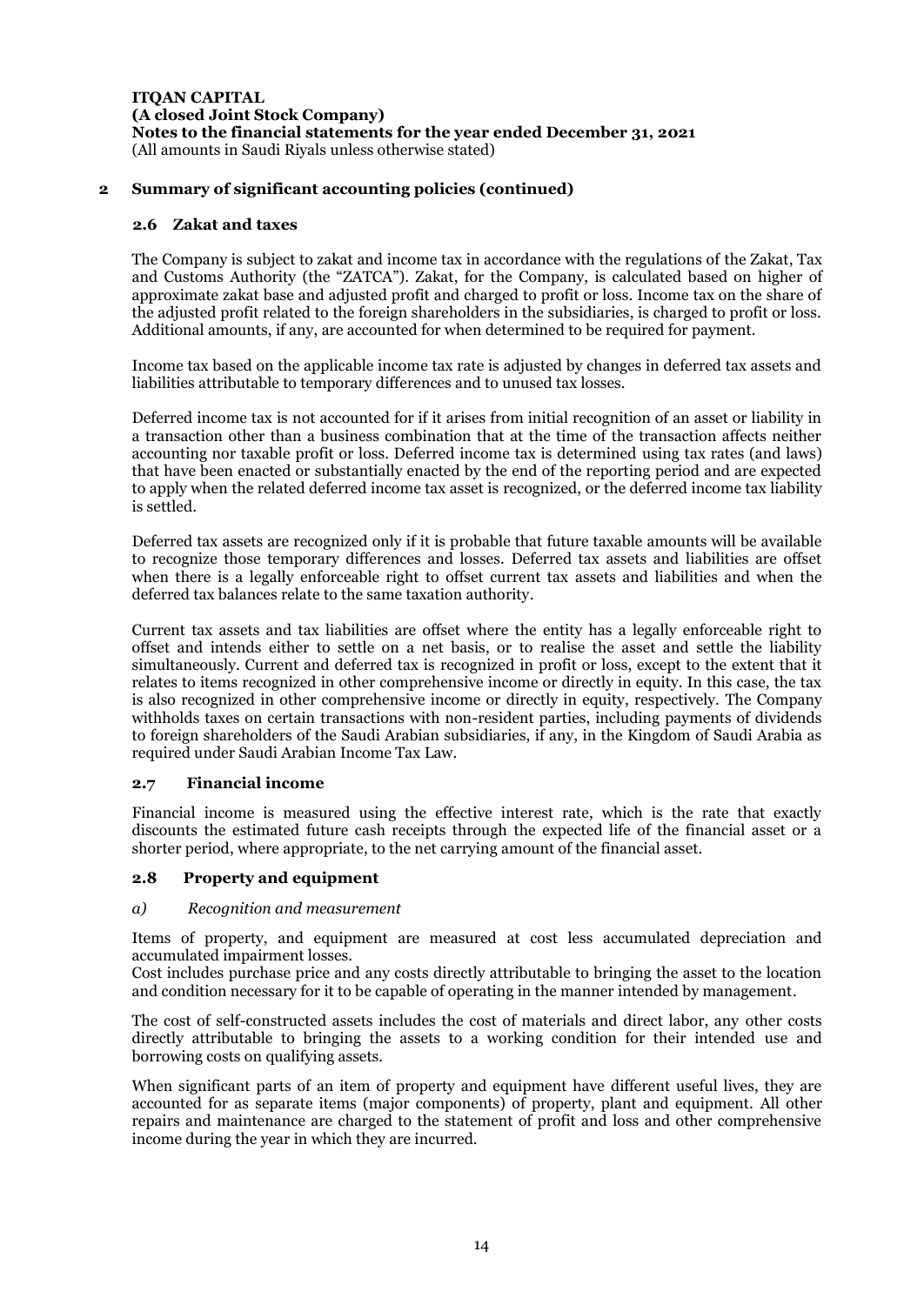**ITQAN CAPITAL**
**(A closed Joint Stock Company)**
**Notes to the financial statements for the year ended December 31, 2021**
(All amounts in Saudi Riyals unless otherwise stated)

## 2 Summary of significant accounting policies (continued)

### 2.6 Zakat and taxes

The Company is subject to zakat and income tax in accordance with the regulations of the Zakat, Tax and Customs Authority (the "ZATCA"). Zakat, for the Company, is calculated based on higher of approximate zakat base and adjusted profit and charged to profit or loss. Income tax on the share of the adjusted profit related to the foreign shareholders in the subsidiaries, is charged to profit or loss. Additional amounts, if any, are accounted for when determined to be required for payment.

Income tax based on the applicable income tax rate is adjusted by changes in deferred tax assets and liabilities attributable to temporary differences and to unused tax losses.

Deferred income tax is not accounted for if it arises from initial recognition of an asset or liability in a transaction other than a business combination that at the time of the transaction affects neither accounting nor taxable profit or loss. Deferred income tax is determined using tax rates (and laws) that have been enacted or substantially enacted by the end of the reporting period and are expected to apply when the related deferred income tax asset is recognized, or the deferred income tax liability is settled.

Deferred tax assets are recognized only if it is probable that future taxable amounts will be available to recognize those temporary differences and losses. Deferred tax assets and liabilities are offset when there is a legally enforceable right to offset current tax assets and liabilities and when the deferred tax balances relate to the same taxation authority.

Current tax assets and tax liabilities are offset where the entity has a legally enforceable right to offset and intends either to settle on a net basis, or to realise the asset and settle the liability simultaneously. Current and deferred tax is recognized in profit or loss, except to the extent that it relates to items recognized in other comprehensive income or directly in equity. In this case, the tax is also recognized in other comprehensive income or directly in equity, respectively. The Company withholds taxes on certain transactions with non-resident parties, including payments of dividends to foreign shareholders of the Saudi Arabian subsidiaries, if any, in the Kingdom of Saudi Arabia as required under Saudi Arabian Income Tax Law.

### 2.7 Financial income

Financial income is measured using the effective interest rate, which is the rate that exactly discounts the estimated future cash receipts through the expected life of the financial asset or a shorter period, where appropriate, to the net carrying amount of the financial asset.

### 2.8 Property and equipment

*a) Recognition and measurement*

Items of property, and equipment are measured at cost less accumulated depreciation and accumulated impairment losses.
Cost includes purchase price and any costs directly attributable to bringing the asset to the location and condition necessary for it to be capable of operating in the manner intended by management.

The cost of self-constructed assets includes the cost of materials and direct labor, any other costs directly attributable to bringing the assets to a working condition for their intended use and borrowing costs on qualifying assets.

When significant parts of an item of property and equipment have different useful lives, they are accounted for as separate items (major components) of property, plant and equipment. All other repairs and maintenance are charged to the statement of profit and loss and other comprehensive income during the year in which they are incurred.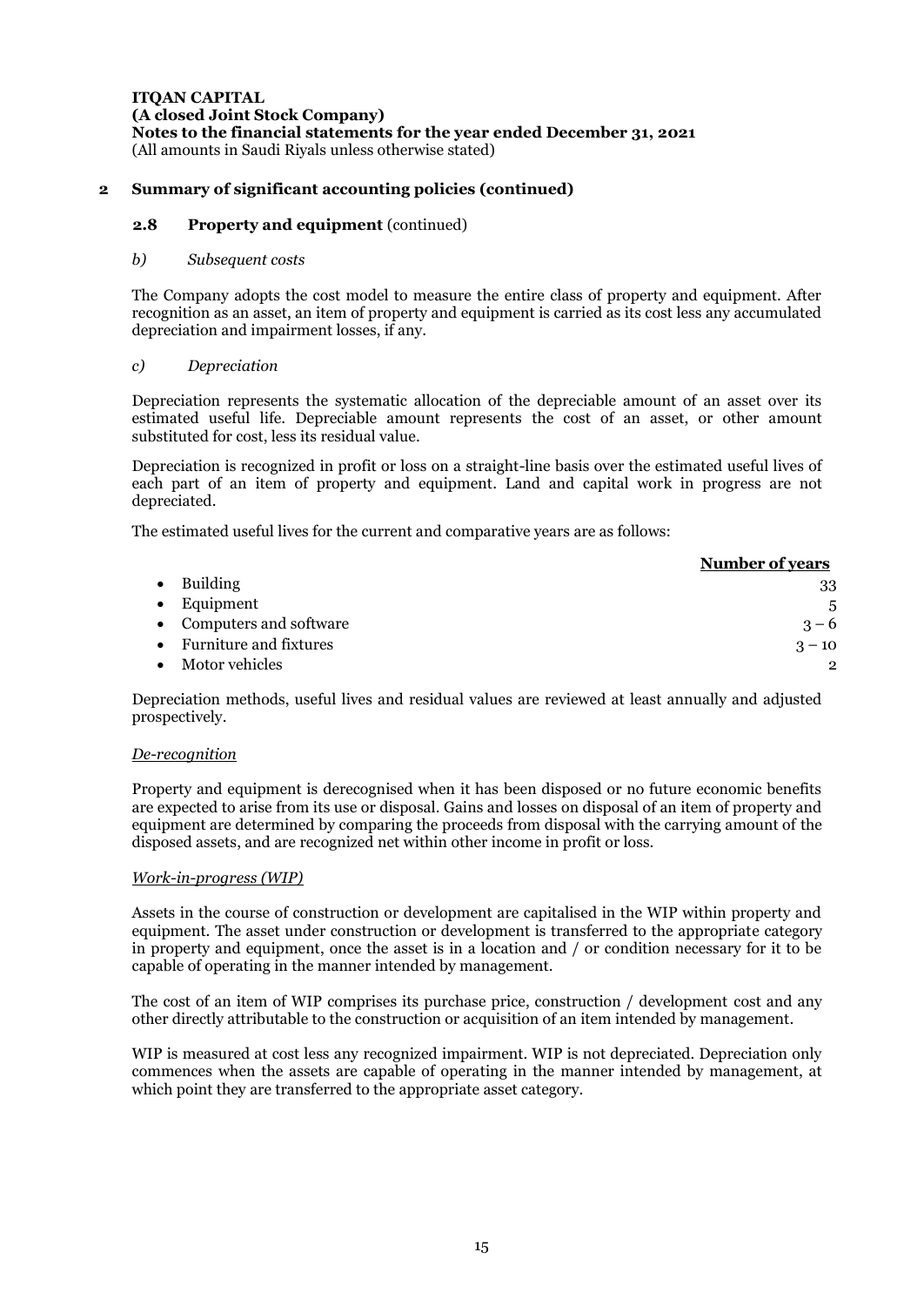**ITQAN CAPITAL**
**(A closed Joint Stock Company)**
**Notes to the financial statements for the year ended December 31, 2021**
(All amounts in Saudi Riyals unless otherwise stated)

## 2 Summary of significant accounting policies (continued)

### 2.8 Property and equipment (continued)

*b) Subsequent costs*

The Company adopts the cost model to measure the entire class of property and equipment. After recognition as an asset, an item of property and equipment is carried as its cost less any accumulated depreciation and impairment losses, if any.

*c) Depreciation*

Depreciation represents the systematic allocation of the depreciable amount of an asset over its estimated useful life. Depreciable amount represents the cost of an asset, or other amount substituted for cost, less its residual value.

Depreciation is recognized in profit or loss on a straight-line basis over the estimated useful lives of each part of an item of property and equipment. Land and capital work in progress are not depreciated.

The estimated useful lives for the current and comparative years are as follows:

| | Number of years |
|---|---|
| • Building | 33 |
| • Equipment | 5 |
| • Computers and software | 3 – 6 |
| • Furniture and fixtures | 3 – 10 |
| • Motor vehicles | 2 |

Depreciation methods, useful lives and residual values are reviewed at least annually and adjusted prospectively.

*De-recognition*

Property and equipment is derecognised when it has been disposed or no future economic benefits are expected to arise from its use or disposal. Gains and losses on disposal of an item of property and equipment are determined by comparing the proceeds from disposal with the carrying amount of the disposed assets, and are recognized net within other income in profit or loss.

*Work-in-progress (WIP)*

Assets in the course of construction or development are capitalised in the WIP within property and equipment. The asset under construction or development is transferred to the appropriate category in property and equipment, once the asset is in a location and / or condition necessary for it to be capable of operating in the manner intended by management.

The cost of an item of WIP comprises its purchase price, construction / development cost and any other directly attributable to the construction or acquisition of an item intended by management.

WIP is measured at cost less any recognized impairment. WIP is not depreciated. Depreciation only commences when the assets are capable of operating in the manner intended by management, at which point they are transferred to the appropriate asset category.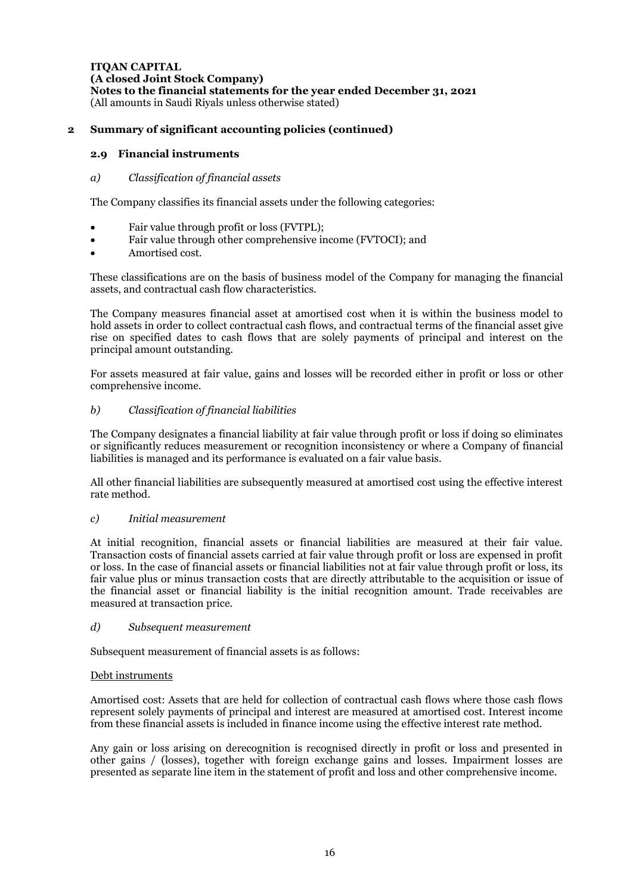**ITQAN CAPITAL**
**(A closed Joint Stock Company)**
**Notes to the financial statements for the year ended December 31, 2021**
(All amounts in Saudi Riyals unless otherwise stated)

## 2 Summary of significant accounting policies (continued)

### 2.9 Financial instruments

*a) Classification of financial assets*

The Company classifies its financial assets under the following categories:

- Fair value through profit or loss (FVTPL);
- Fair value through other comprehensive income (FVTOCI); and
- Amortised cost.

These classifications are on the basis of business model of the Company for managing the financial assets, and contractual cash flow characteristics.

The Company measures financial asset at amortised cost when it is within the business model to hold assets in order to collect contractual cash flows, and contractual terms of the financial asset give rise on specified dates to cash flows that are solely payments of principal and interest on the principal amount outstanding.

For assets measured at fair value, gains and losses will be recorded either in profit or loss or other comprehensive income.

*b) Classification of financial liabilities*

The Company designates a financial liability at fair value through profit or loss if doing so eliminates or significantly reduces measurement or recognition inconsistency or where a Company of financial liabilities is managed and its performance is evaluated on a fair value basis.

All other financial liabilities are subsequently measured at amortised cost using the effective interest rate method.

*c) Initial measurement*

At initial recognition, financial assets or financial liabilities are measured at their fair value. Transaction costs of financial assets carried at fair value through profit or loss are expensed in profit or loss. In the case of financial assets or financial liabilities not at fair value through profit or loss, its fair value plus or minus transaction costs that are directly attributable to the acquisition or issue of the financial asset or financial liability is the initial recognition amount. Trade receivables are measured at transaction price.

*d) Subsequent measurement*

Subsequent measurement of financial assets is as follows:

Debt instruments

Amortised cost: Assets that are held for collection of contractual cash flows where those cash flows represent solely payments of principal and interest are measured at amortised cost. Interest income from these financial assets is included in finance income using the effective interest rate method.

Any gain or loss arising on derecognition is recognised directly in profit or loss and presented in other gains / (losses), together with foreign exchange gains and losses. Impairment losses are presented as separate line item in the statement of profit and loss and other comprehensive income.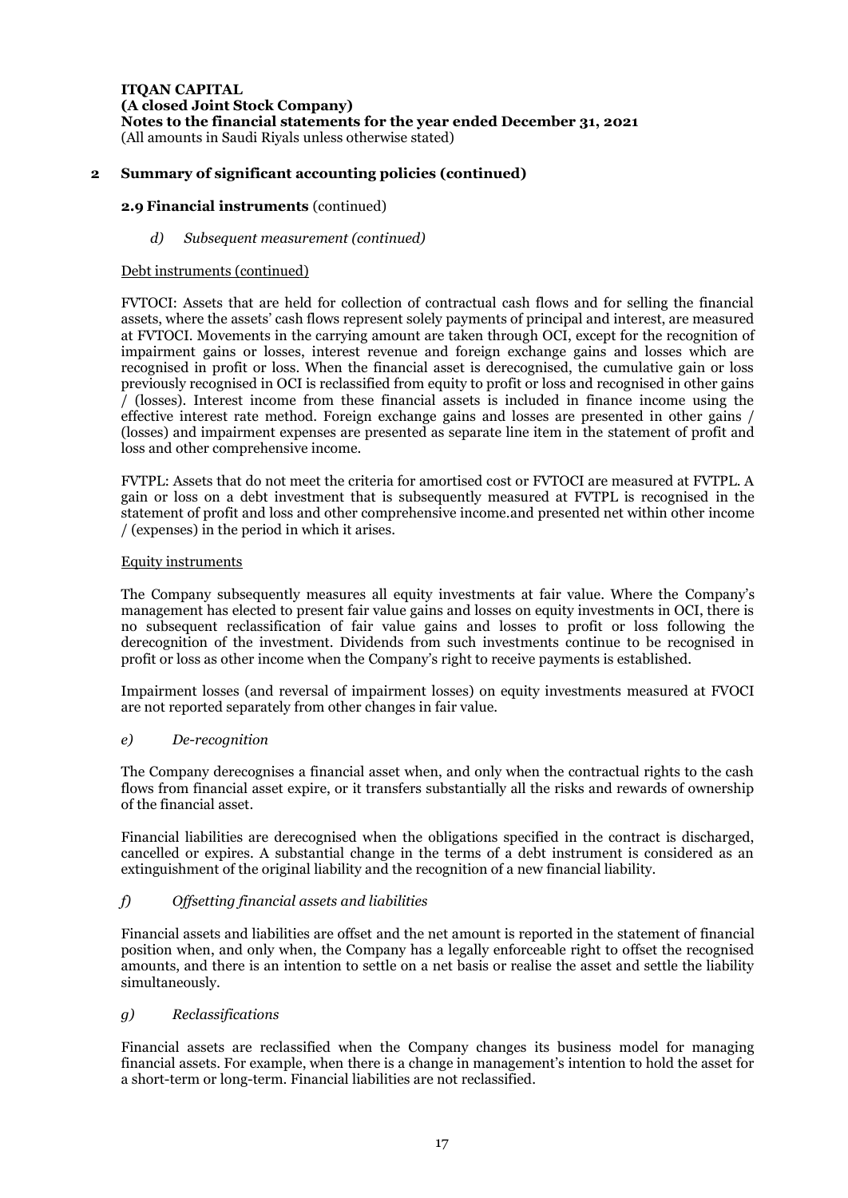## 2 Summary of significant accounting policies (continued)

### 2.9 Financial instruments (continued)

#### *d) Subsequent measurement (continued)*

Debt instruments (continued)

FVTOCI: Assets that are held for collection of contractual cash flows and for selling the financial assets, where the assets' cash flows represent solely payments of principal and interest, are measured at FVTOCI. Movements in the carrying amount are taken through OCI, except for the recognition of impairment gains or losses, interest revenue and foreign exchange gains and losses which are recognised in profit or loss. When the financial asset is derecognised, the cumulative gain or loss previously recognised in OCI is reclassified from equity to profit or loss and recognised in other gains / (losses). Interest income from these financial assets is included in finance income using the effective interest rate method. Foreign exchange gains and losses are presented in other gains / (losses) and impairment expenses are presented as separate line item in the statement of profit and loss and other comprehensive income.

FVTPL: Assets that do not meet the criteria for amortised cost or FVTOCI are measured at FVTPL. A gain or loss on a debt investment that is subsequently measured at FVTPL is recognised in the statement of profit and loss and other comprehensive income.and presented net within other income / (expenses) in the period in which it arises.

Equity instruments

The Company subsequently measures all equity investments at fair value. Where the Company's management has elected to present fair value gains and losses on equity investments in OCI, there is no subsequent reclassification of fair value gains and losses to profit or loss following the derecognition of the investment. Dividends from such investments continue to be recognised in profit or loss as other income when the Company's right to receive payments is established.

Impairment losses (and reversal of impairment losses) on equity investments measured at FVOCI are not reported separately from other changes in fair value.

#### *e) De-recognition*

The Company derecognises a financial asset when, and only when the contractual rights to the cash flows from financial asset expire, or it transfers substantially all the risks and rewards of ownership of the financial asset.

Financial liabilities are derecognised when the obligations specified in the contract is discharged, cancelled or expires. A substantial change in the terms of a debt instrument is considered as an extinguishment of the original liability and the recognition of a new financial liability.

#### *f) Offsetting financial assets and liabilities*

Financial assets and liabilities are offset and the net amount is reported in the statement of financial position when, and only when, the Company has a legally enforceable right to offset the recognised amounts, and there is an intention to settle on a net basis or realise the asset and settle the liability simultaneously.

#### *g) Reclassifications*

Financial assets are reclassified when the Company changes its business model for managing financial assets. For example, when there is a change in management's intention to hold the asset for a short-term or long-term. Financial liabilities are not reclassified.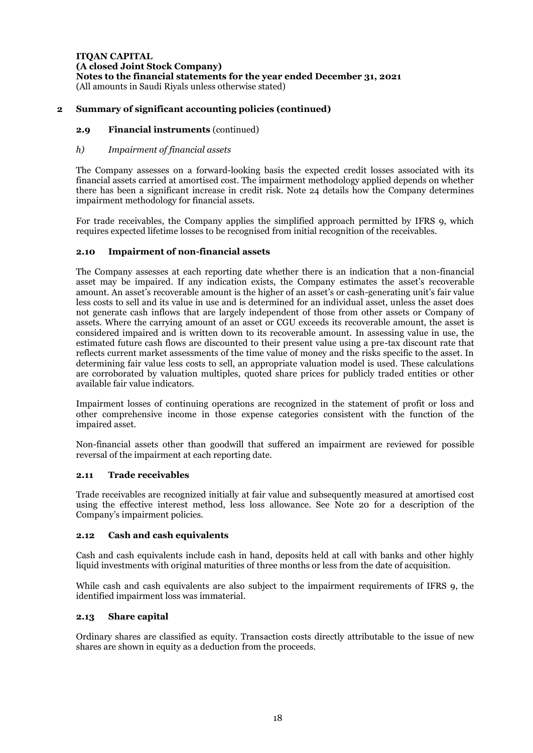**ITQAN CAPITAL**
**(A closed Joint Stock Company)**
**Notes to the financial statements for the year ended December 31, 2021**
(All amounts in Saudi Riyals unless otherwise stated)

## 2 Summary of significant accounting policies (continued)

### 2.9 Financial instruments (continued)

*h) Impairment of financial assets*

The Company assesses on a forward-looking basis the expected credit losses associated with its financial assets carried at amortised cost. The impairment methodology applied depends on whether there has been a significant increase in credit risk. Note 24 details how the Company determines impairment methodology for financial assets.

For trade receivables, the Company applies the simplified approach permitted by IFRS 9, which requires expected lifetime losses to be recognised from initial recognition of the receivables.

### 2.10 Impairment of non-financial assets

The Company assesses at each reporting date whether there is an indication that a non-financial asset may be impaired. If any indication exists, the Company estimates the asset's recoverable amount. An asset's recoverable amount is the higher of an asset's or cash-generating unit's fair value less costs to sell and its value in use and is determined for an individual asset, unless the asset does not generate cash inflows that are largely independent of those from other assets or Company of assets. Where the carrying amount of an asset or CGU exceeds its recoverable amount, the asset is considered impaired and is written down to its recoverable amount. In assessing value in use, the estimated future cash flows are discounted to their present value using a pre-tax discount rate that reflects current market assessments of the time value of money and the risks specific to the asset. In determining fair value less costs to sell, an appropriate valuation model is used. These calculations are corroborated by valuation multiples, quoted share prices for publicly traded entities or other available fair value indicators.

Impairment losses of continuing operations are recognized in the statement of profit or loss and other comprehensive income in those expense categories consistent with the function of the impaired asset.

Non-financial assets other than goodwill that suffered an impairment are reviewed for possible reversal of the impairment at each reporting date.

### 2.11 Trade receivables

Trade receivables are recognized initially at fair value and subsequently measured at amortised cost using the effective interest method, less loss allowance. See Note 20 for a description of the Company's impairment policies.

### 2.12 Cash and cash equivalents

Cash and cash equivalents include cash in hand, deposits held at call with banks and other highly liquid investments with original maturities of three months or less from the date of acquisition.

While cash and cash equivalents are also subject to the impairment requirements of IFRS 9, the identified impairment loss was immaterial.

### 2.13 Share capital

Ordinary shares are classified as equity. Transaction costs directly attributable to the issue of new shares are shown in equity as a deduction from the proceeds.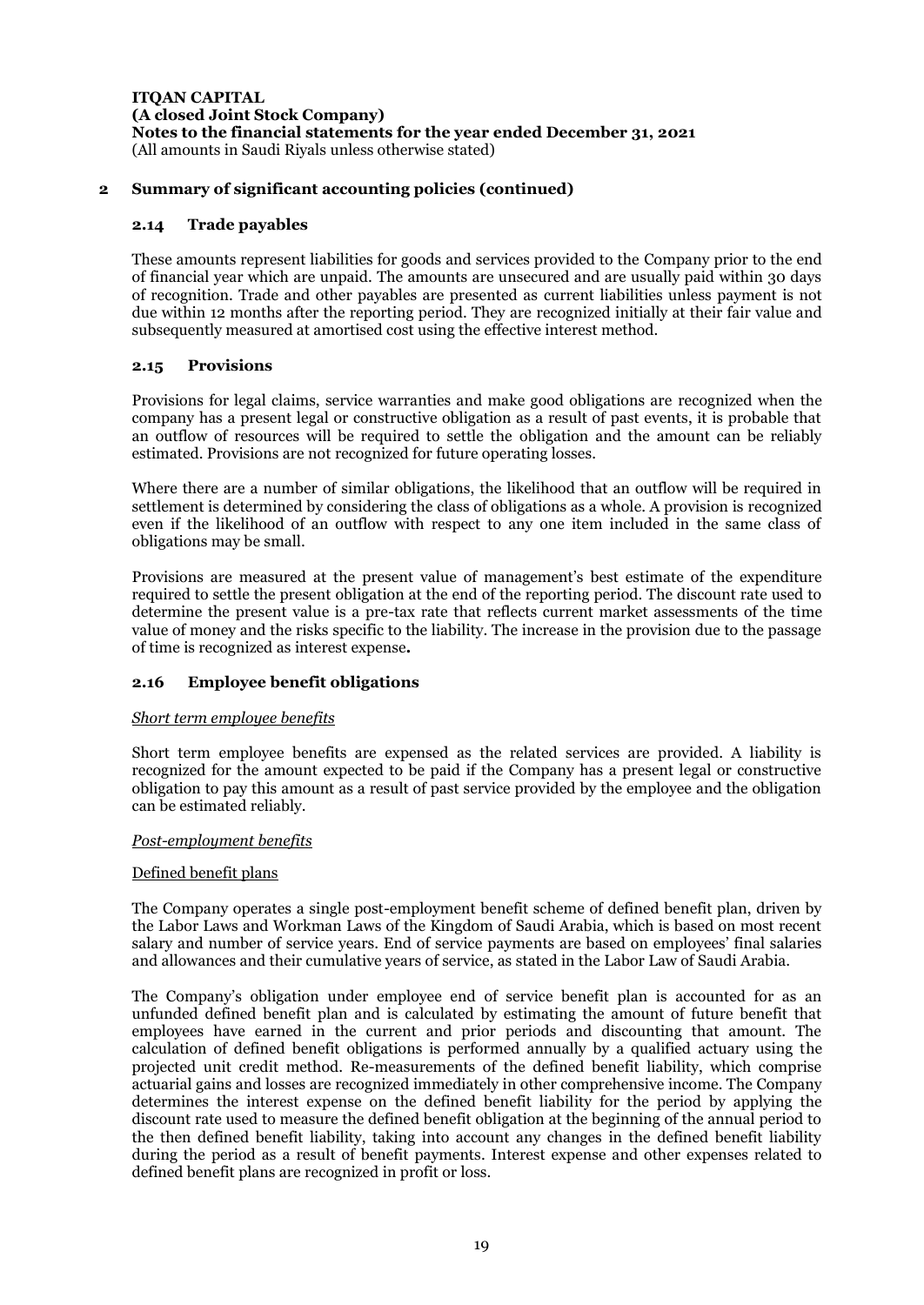## 2 Summary of significant accounting policies (continued)

### 2.14 Trade payables

These amounts represent liabilities for goods and services provided to the Company prior to the end of financial year which are unpaid. The amounts are unsecured and are usually paid within 30 days of recognition. Trade and other payables are presented as current liabilities unless payment is not due within 12 months after the reporting period. They are recognized initially at their fair value and subsequently measured at amortised cost using the effective interest method.

### 2.15 Provisions

Provisions for legal claims, service warranties and make good obligations are recognized when the company has a present legal or constructive obligation as a result of past events, it is probable that an outflow of resources will be required to settle the obligation and the amount can be reliably estimated. Provisions are not recognized for future operating losses.

Where there are a number of similar obligations, the likelihood that an outflow will be required in settlement is determined by considering the class of obligations as a whole. A provision is recognized even if the likelihood of an outflow with respect to any one item included in the same class of obligations may be small.

Provisions are measured at the present value of management's best estimate of the expenditure required to settle the present obligation at the end of the reporting period. The discount rate used to determine the present value is a pre-tax rate that reflects current market assessments of the time value of money and the risks specific to the liability. The increase in the provision due to the passage of time is recognized as interest expense**.**

### 2.16 Employee benefit obligations

*Short term employee benefits*

Short term employee benefits are expensed as the related services are provided. A liability is recognized for the amount expected to be paid if the Company has a present legal or constructive obligation to pay this amount as a result of past service provided by the employee and the obligation can be estimated reliably.

*Post-employment benefits*

Defined benefit plans

The Company operates a single post-employment benefit scheme of defined benefit plan, driven by the Labor Laws and Workman Laws of the Kingdom of Saudi Arabia, which is based on most recent salary and number of service years. End of service payments are based on employees' final salaries and allowances and their cumulative years of service, as stated in the Labor Law of Saudi Arabia.

The Company's obligation under employee end of service benefit plan is accounted for as an unfunded defined benefit plan and is calculated by estimating the amount of future benefit that employees have earned in the current and prior periods and discounting that amount. The calculation of defined benefit obligations is performed annually by a qualified actuary using the projected unit credit method. Re-measurements of the defined benefit liability, which comprise actuarial gains and losses are recognized immediately in other comprehensive income. The Company determines the interest expense on the defined benefit liability for the period by applying the discount rate used to measure the defined benefit obligation at the beginning of the annual period to the then defined benefit liability, taking into account any changes in the defined benefit liability during the period as a result of benefit payments. Interest expense and other expenses related to defined benefit plans are recognized in profit or loss.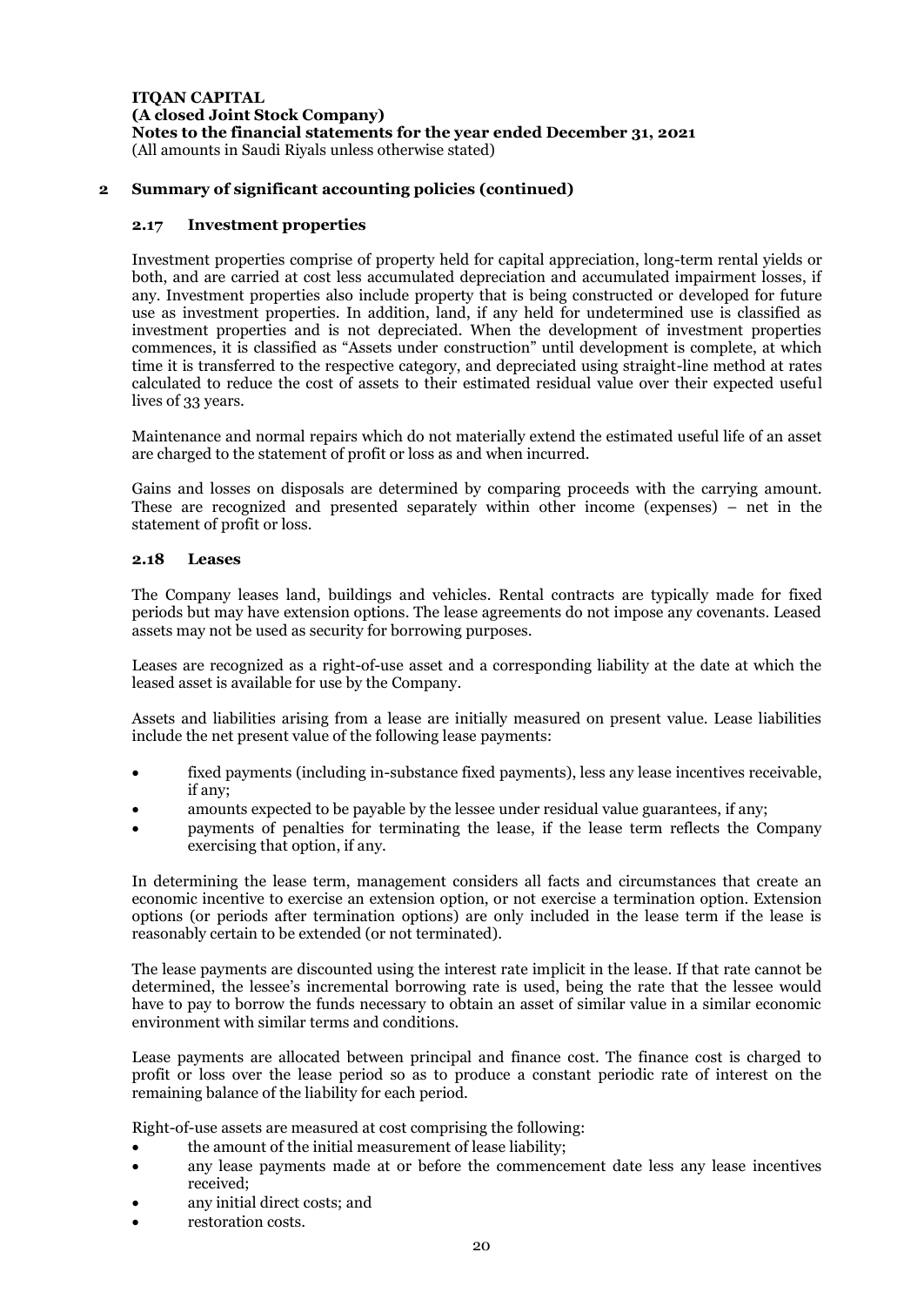## 2 Summary of significant accounting policies (continued)

### 2.17 Investment properties

Investment properties comprise of property held for capital appreciation, long-term rental yields or both, and are carried at cost less accumulated depreciation and accumulated impairment losses, if any. Investment properties also include property that is being constructed or developed for future use as investment properties. In addition, land, if any held for undetermined use is classified as investment properties and is not depreciated. When the development of investment properties commences, it is classified as "Assets under construction" until development is complete, at which time it is transferred to the respective category, and depreciated using straight-line method at rates calculated to reduce the cost of assets to their estimated residual value over their expected useful lives of 33 years.

Maintenance and normal repairs which do not materially extend the estimated useful life of an asset are charged to the statement of profit or loss as and when incurred.

Gains and losses on disposals are determined by comparing proceeds with the carrying amount. These are recognized and presented separately within other income (expenses) – net in the statement of profit or loss.

### 2.18 Leases

The Company leases land, buildings and vehicles. Rental contracts are typically made for fixed periods but may have extension options. The lease agreements do not impose any covenants. Leased assets may not be used as security for borrowing purposes.

Leases are recognized as a right-of-use asset and a corresponding liability at the date at which the leased asset is available for use by the Company.

Assets and liabilities arising from a lease are initially measured on present value. Lease liabilities include the net present value of the following lease payments:

- fixed payments (including in-substance fixed payments), less any lease incentives receivable, if any;
- amounts expected to be payable by the lessee under residual value guarantees, if any;
- payments of penalties for terminating the lease, if the lease term reflects the Company exercising that option, if any.

In determining the lease term, management considers all facts and circumstances that create an economic incentive to exercise an extension option, or not exercise a termination option. Extension options (or periods after termination options) are only included in the lease term if the lease is reasonably certain to be extended (or not terminated).

The lease payments are discounted using the interest rate implicit in the lease. If that rate cannot be determined, the lessee's incremental borrowing rate is used, being the rate that the lessee would have to pay to borrow the funds necessary to obtain an asset of similar value in a similar economic environment with similar terms and conditions.

Lease payments are allocated between principal and finance cost. The finance cost is charged to profit or loss over the lease period so as to produce a constant periodic rate of interest on the remaining balance of the liability for each period.

Right-of-use assets are measured at cost comprising the following:

- the amount of the initial measurement of lease liability;
- any lease payments made at or before the commencement date less any lease incentives received;
- any initial direct costs; and
- restoration costs.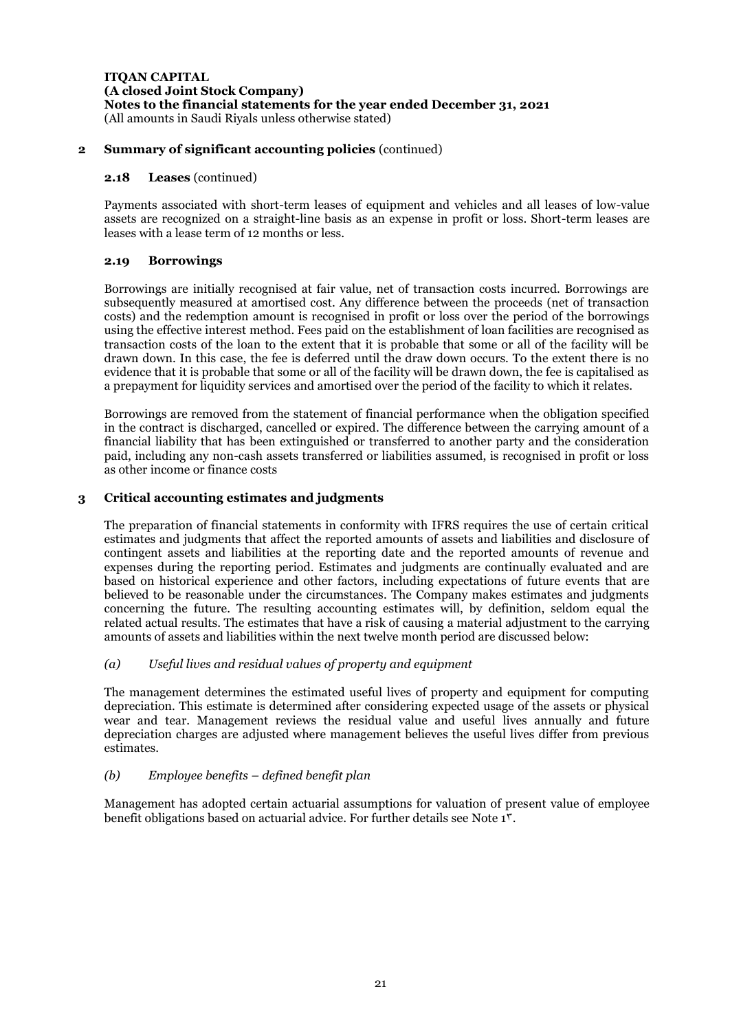## 2 Summary of significant accounting policies (continued)

### 2.18 Leases (continued)

Payments associated with short-term leases of equipment and vehicles and all leases of low-value assets are recognized on a straight-line basis as an expense in profit or loss. Short-term leases are leases with a lease term of 12 months or less.

### 2.19 Borrowings

Borrowings are initially recognised at fair value, net of transaction costs incurred. Borrowings are subsequently measured at amortised cost. Any difference between the proceeds (net of transaction costs) and the redemption amount is recognised in profit or loss over the period of the borrowings using the effective interest method. Fees paid on the establishment of loan facilities are recognised as transaction costs of the loan to the extent that it is probable that some or all of the facility will be drawn down. In this case, the fee is deferred until the draw down occurs. To the extent there is no evidence that it is probable that some or all of the facility will be drawn down, the fee is capitalised as a prepayment for liquidity services and amortised over the period of the facility to which it relates.

Borrowings are removed from the statement of financial performance when the obligation specified in the contract is discharged, cancelled or expired. The difference between the carrying amount of a financial liability that has been extinguished or transferred to another party and the consideration paid, including any non-cash assets transferred or liabilities assumed, is recognised in profit or loss as other income or finance costs

## 3 Critical accounting estimates and judgments

The preparation of financial statements in conformity with IFRS requires the use of certain critical estimates and judgments that affect the reported amounts of assets and liabilities and disclosure of contingent assets and liabilities at the reporting date and the reported amounts of revenue and expenses during the reporting period. Estimates and judgments are continually evaluated and are based on historical experience and other factors, including expectations of future events that are believed to be reasonable under the circumstances. The Company makes estimates and judgments concerning the future. The resulting accounting estimates will, by definition, seldom equal the related actual results. The estimates that have a risk of causing a material adjustment to the carrying amounts of assets and liabilities within the next twelve month period are discussed below:

*(a) Useful lives and residual values of property and equipment*

The management determines the estimated useful lives of property and equipment for computing depreciation. This estimate is determined after considering expected usage of the assets or physical wear and tear. Management reviews the residual value and useful lives annually and future depreciation charges are adjusted where management believes the useful lives differ from previous estimates.

*(b) Employee benefits – defined benefit plan*

Management has adopted certain actuarial assumptions for valuation of present value of employee benefit obligations based on actuarial advice. For further details see Note 1٣.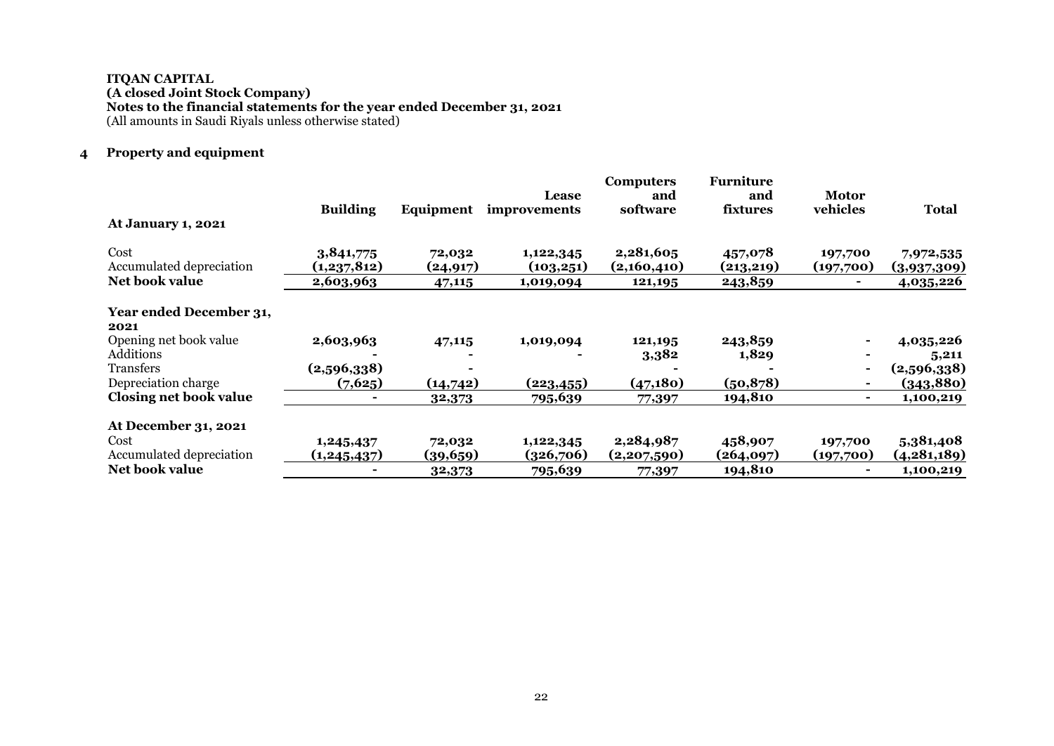**ITQAN CAPITAL**
**(A closed Joint Stock Company)**
**Notes to the financial statements for the year ended December 31, 2021**
(All amounts in Saudi Riyals unless otherwise stated)

## 4 Property and equipment

| | Building | Equipment | Lease improvements | Computers and software | Furniture and fixtures | Motor vehicles | Total |
|---|---|---|---|---|---|---|---|
| **At January 1, 2021** | | | | | | | |
| Cost | 3,841,775 | 72,032 | 1,122,345 | 2,281,605 | 457,078 | 197,700 | 7,972,535 |
| Accumulated depreciation | (1,237,812) | (24,917) | (103,251) | (2,160,410) | (213,219) | (197,700) | (3,937,309) |
| **Net book value** | 2,603,963 | 47,115 | 1,019,094 | 121,195 | 243,859 | - | 4,035,226 |
| **Year ended December 31, 2021** | | | | | | | |
| Opening net book value | 2,603,963 | 47,115 | 1,019,094 | 121,195 | 243,859 | - | 4,035,226 |
| Additions | - | - | - | 3,382 | 1,829 | - | 5,211 |
| Transfers | (2,596,338) | - | | - | - | - | (2,596,338) |
| Depreciation charge | (7,625) | (14,742) | (223,455) | (47,180) | (50,878) | - | (343,880) |
| **Closing net book value** | - | 32,373 | 795,639 | 77,397 | 194,810 | - | 1,100,219 |
| **At December 31, 2021** | | | | | | | |
| Cost | 1,245,437 | 72,032 | 1,122,345 | 2,284,987 | 458,907 | 197,700 | 5,381,408 |
| Accumulated depreciation | (1,245,437) | (39,659) | (326,706) | (2,207,590) | (264,097) | (197,700) | (4,281,189) |
| **Net book value** | - | 32,373 | 795,639 | 77,397 | 194,810 | - | 1,100,219 |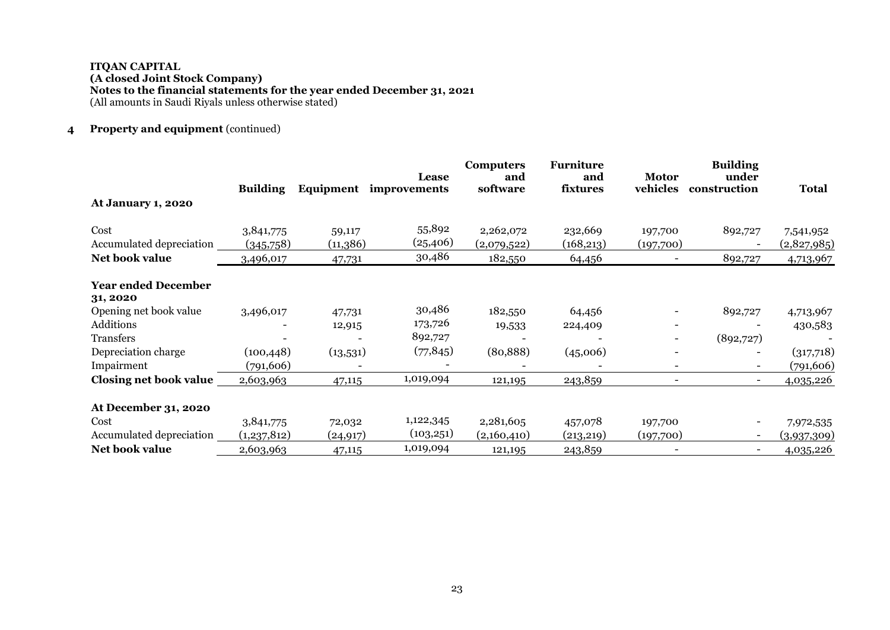**ITQAN CAPITAL**
**(A closed Joint Stock Company)**
**Notes to the financial statements for the year ended December 31, 2021**
(All amounts in Saudi Riyals unless otherwise stated)

## 4 Property and equipment (continued)

| | Building | Equipment | Lease improvements | Computers and software | Furniture and fixtures | Motor vehicles | Building under construction | Total |
|---|---|---|---|---|---|---|---|---|
| **At January 1, 2020** | | | | | | | | |
| Cost | 3,841,775 | 59,117 | 55,892 | 2,262,072 | 232,669 | 197,700 | 892,727 | 7,541,952 |
| Accumulated depreciation | (345,758) | (11,386) | (25,406) | (2,079,522) | (168,213) | (197,700) | - | (2,827,985) |
| **Net book value** | 3,496,017 | 47,731 | 30,486 | 182,550 | 64,456 | - | 892,727 | 4,713,967 |
| **Year ended December 31, 2020** | | | | | | | | |
| Opening net book value | 3,496,017 | 47,731 | 30,486 | 182,550 | 64,456 | - | 892,727 | 4,713,967 |
| Additions | - | 12,915 | 173,726 | 19,533 | 224,409 | - | - | 430,583 |
| Transfers | - | - | 892,727 | - | - | - | (892,727) | - |
| Depreciation charge | (100,448) | (13,531) | (77,845) | (80,888) | (45,006) | - | - | (317,718) |
| Impairment | (791,606) | - | - | - | - | - | - | (791,606) |
| **Closing net book value** | 2,603,963 | 47,115 | 1,019,094 | 121,195 | 243,859 | - | - | 4,035,226 |
| **At December 31, 2020** | | | | | | | | |
| Cost | 3,841,775 | 72,032 | 1,122,345 | 2,281,605 | 457,078 | 197,700 | - | 7,972,535 |
| Accumulated depreciation | (1,237,812) | (24,917) | (103,251) | (2,160,410) | (213,219) | (197,700) | - | (3,937,309) |
| **Net book value** | 2,603,963 | 47,115 | 1,019,094 | 121,195 | 243,859 | - | - | 4,035,226 |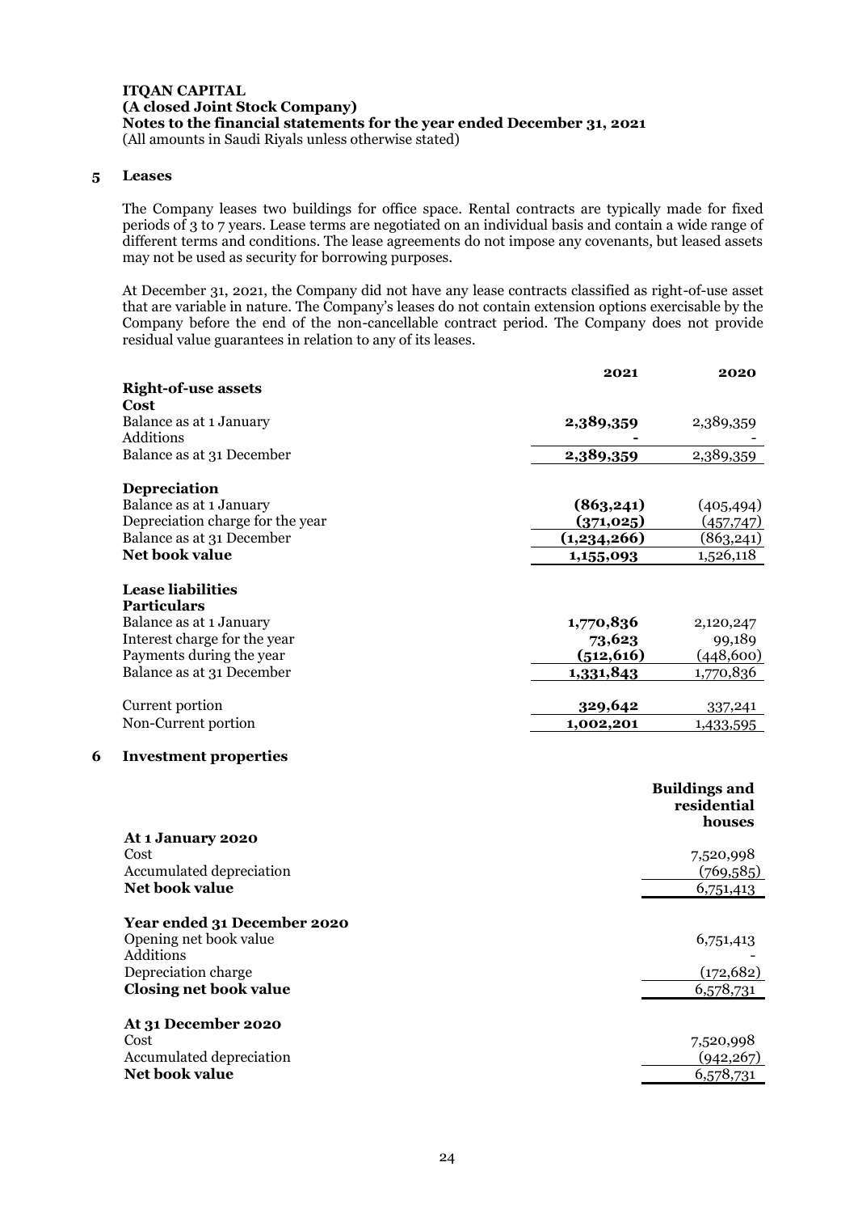ITQAN CAPITAL
(A closed Joint Stock Company)
Notes to the financial statements for the year ended December 31, 2021
(All amounts in Saudi Riyals unless otherwise stated)

## 5 Leases

The Company leases two buildings for office space. Rental contracts are typically made for fixed periods of 3 to 7 years. Lease terms are negotiated on an individual basis and contain a wide range of different terms and conditions. The lease agreements do not impose any covenants, but leased assets may not be used as security for borrowing purposes.

At December 31, 2021, the Company did not have any lease contracts classified as right-of-use asset that are variable in nature. The Company's leases do not contain extension options exercisable by the Company before the end of the non-cancellable contract period. The Company does not provide residual value guarantees in relation to any of its leases.

| | 2021 | 2020 |
|---|---|---|
| **Right-of-use assets** | | |
| **Cost** | | |
| Balance as at 1 January | **2,389,359** | 2,389,359 |
| Additions | **-** | - |
| Balance as at 31 December | **2,389,359** | 2,389,359 |
| **Depreciation** | | |
| Balance as at 1 January | **(863,241)** | (405,494) |
| Depreciation charge for the year | **(371,025)** | (457,747) |
| Balance as at 31 December | **(1,234,266)** | (863,241) |
| **Net book value** | **1,155,093** | 1,526,118 |
| **Lease liabilities** | | |
| **Particulars** | | |
| Balance as at 1 January | **1,770,836** | 2,120,247 |
| Interest charge for the year | **73,623** | 99,189 |
| Payments during the year | **(512,616)** | (448,600) |
| Balance as at 31 December | **1,331,843** | 1,770,836 |
| Current portion | **329,642** | 337,241 |
| Non-Current portion | **1,002,201** | 1,433,595 |

## 6 Investment properties

| | Buildings and residential houses |
|---|---|
| **At 1 January 2020** | |
| Cost | 7,520,998 |
| Accumulated depreciation | (769,585) |
| **Net book value** | 6,751,413 |
| **Year ended 31 December 2020** | |
| Opening net book value | 6,751,413 |
| Additions | - |
| Depreciation charge | (172,682) |
| **Closing net book value** | 6,578,731 |
| **At 31 December 2020** | |
| Cost | 7,520,998 |
| Accumulated depreciation | (942,267) |
| **Net book value** | 6,578,731 |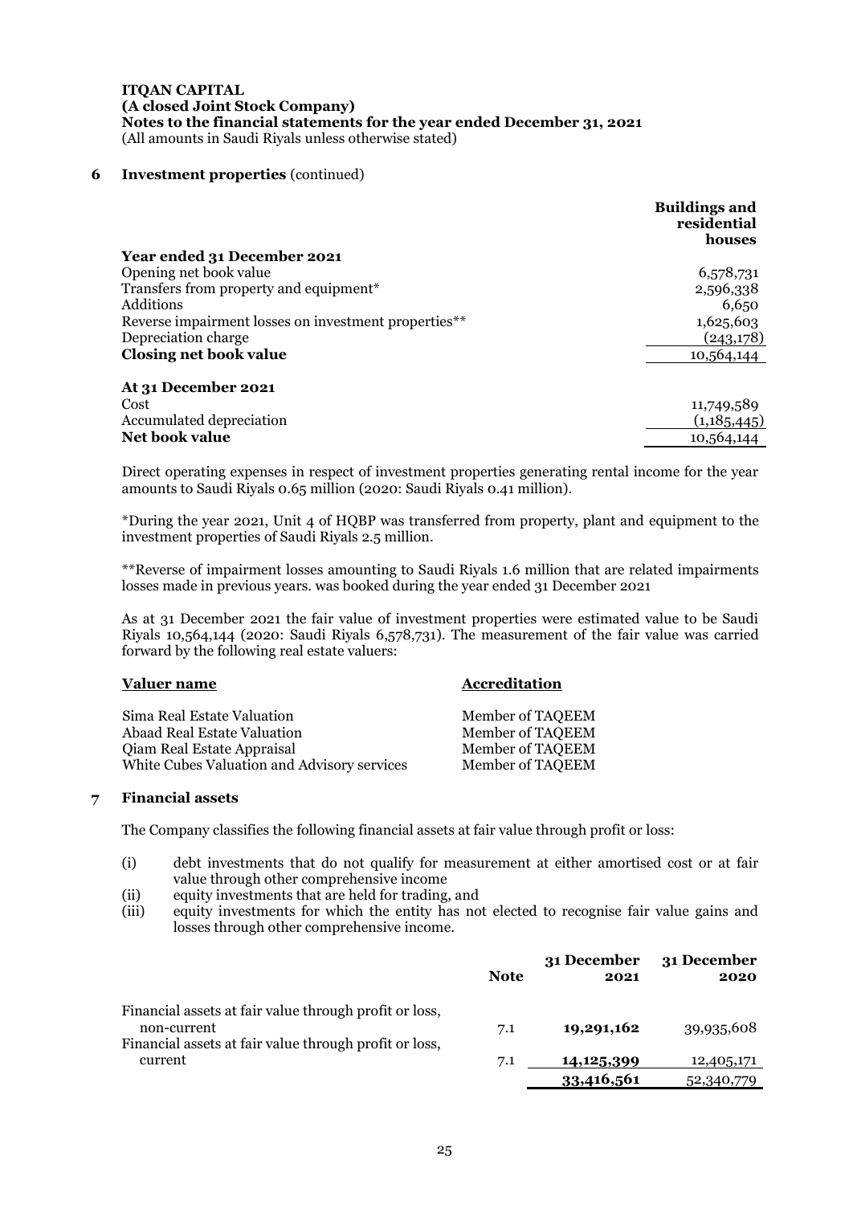**ITQAN CAPITAL**
**(A closed Joint Stock Company)**
**Notes to the financial statements for the year ended December 31, 2021**
(All amounts in Saudi Riyals unless otherwise stated)

## 6 Investment properties (continued)

| | Buildings and residential houses |
|---|---|
| **Year ended 31 December 2021** | |
| Opening net book value | 6,578,731 |
| Transfers from property and equipment* | 2,596,338 |
| Additions | 6,650 |
| Reverse impairment losses on investment properties** | 1,625,603 |
| Depreciation charge | (243,178) |
| **Closing net book value** | 10,564,144 |
| | |
| **At 31 December 2021** | |
| Cost | 11,749,589 |
| Accumulated depreciation | (1,185,445) |
| **Net book value** | 10,564,144 |

Direct operating expenses in respect of investment properties generating rental income for the year amounts to Saudi Riyals 0.65 million (2020: Saudi Riyals 0.41 million).

*During the year 2021, Unit 4 of HQBP was transferred from property, plant and equipment to the investment properties of Saudi Riyals 2.5 million.

**Reverse of impairment losses amounting to Saudi Riyals 1.6 million that are related impairments losses made in previous years. was booked during the year ended 31 December 2021

As at 31 December 2021 the fair value of investment properties were estimated value to be Saudi Riyals 10,564,144 (2020: Saudi Riyals 6,578,731). The measurement of the fair value was carried forward by the following real estate valuers:

| Valuer name | Accreditation |
|---|---|
| Sima Real Estate Valuation | Member of TAQEEM |
| Abaad Real Estate Valuation | Member of TAQEEM |
| Qiam Real Estate Appraisal | Member of TAQEEM |
| White Cubes Valuation and Advisory services | Member of TAQEEM |

## 7 Financial assets

The Company classifies the following financial assets at fair value through profit or loss:

(i) debt investments that do not qualify for measurement at either amortised cost or at fair value through other comprehensive income
(ii) equity investments that are held for trading, and
(iii) equity investments for which the entity has not elected to recognise fair value gains and losses through other comprehensive income.

| | Note | 31 December 2021 | 31 December 2020 |
|---|---|---|---|
| Financial assets at fair value through profit or loss, non-current | 7.1 | **19,291,162** | 39,935,608 |
| Financial assets at fair value through profit or loss, current | 7.1 | **14,125,399** | 12,405,171 |
| | | **33,416,561** | 52,340,779 |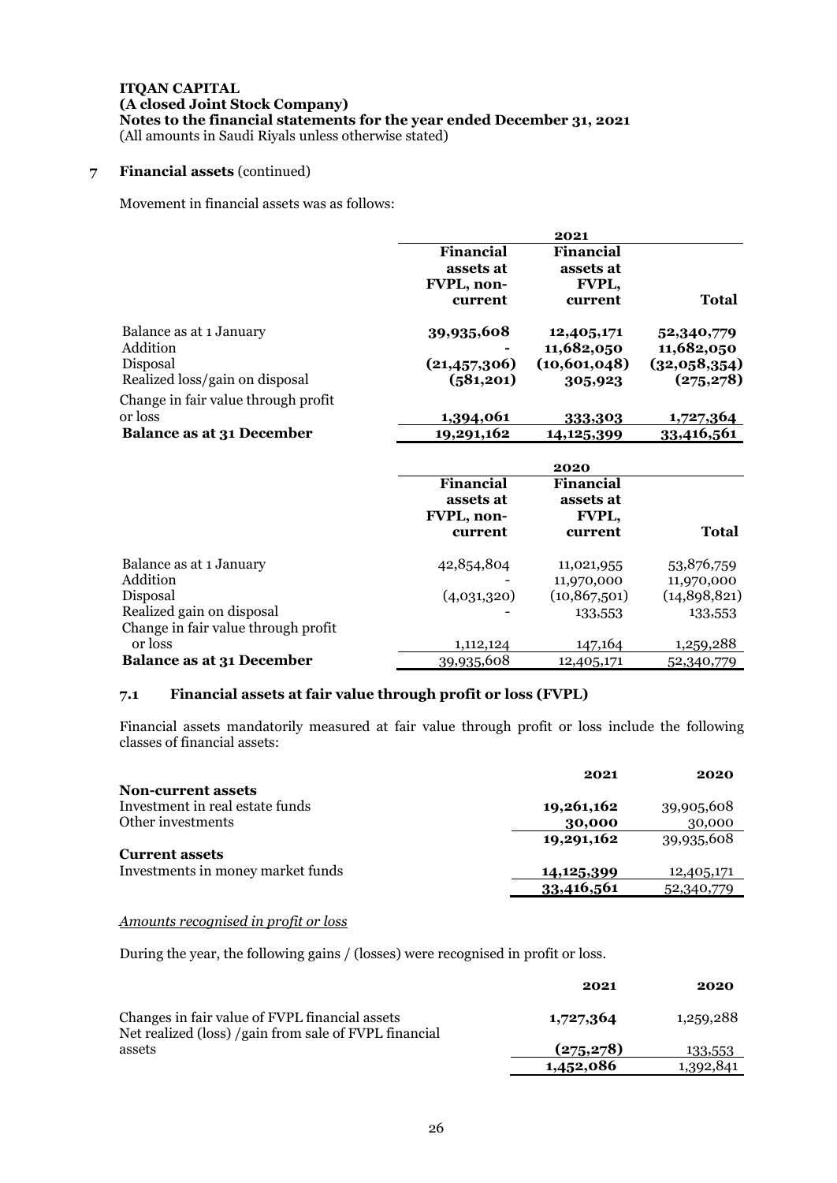**ITQAN CAPITAL**
**(A closed Joint Stock Company)**
**Notes to the financial statements for the year ended December 31, 2021**
(All amounts in Saudi Riyals unless otherwise stated)

## 7 Financial assets (continued)

Movement in financial assets was as follows:

| | 2021 | | |
|---|---|---|---|
| | **Financial assets at FVPL, non-current** | **Financial assets at FVPL, current** | **Total** |
| Balance as at 1 January | **39,935,608** | **12,405,171** | **52,340,779** |
| Addition | **-** | **11,682,050** | **11,682,050** |
| Disposal | **(21,457,306)** | **(10,601,048)** | **(32,058,354)** |
| Realized loss/gain on disposal | **(581,201)** | **305,923** | **(275,278)** |
| Change in fair value through profit or loss | **1,394,061** | **333,303** | **1,727,364** |
| **Balance as at 31 December** | **19,291,162** | **14,125,399** | **33,416,561** |

| | 2020 | | |
|---|---|---|---|
| | **Financial assets at FVPL, non-current** | **Financial assets at FVPL, current** | **Total** |
| Balance as at 1 January | 42,854,804 | 11,021,955 | 53,876,759 |
| Addition | - | 11,970,000 | 11,970,000 |
| Disposal | (4,031,320) | (10,867,501) | (14,898,821) |
| Realized gain on disposal | - | 133,553 | 133,553 |
| Change in fair value through profit or loss | 1,112,124 | 147,164 | 1,259,288 |
| **Balance as at 31 December** | 39,935,608 | 12,405,171 | 52,340,779 |

### 7.1 Financial assets at fair value through profit or loss (FVPL)

Financial assets mandatorily measured at fair value through profit or loss include the following classes of financial assets:

| | **2021** | **2020** |
|---|---|---|
| **Non-current assets** | | |
| Investment in real estate funds | **19,261,162** | 39,905,608 |
| Other investments | **30,000** | 30,000 |
| | **19,291,162** | 39,935,608 |
| **Current assets** | | |
| Investments in money market funds | **14,125,399** | 12,405,171 |
| | **33,416,561** | 52,340,779 |

*Amounts recognised in profit or loss*

During the year, the following gains / (losses) were recognised in profit or loss.

| | **2021** | **2020** |
|---|---|---|
| Changes in fair value of FVPL financial assets | **1,727,364** | 1,259,288 |
| Net realized (loss) /gain from sale of FVPL financial assets | **(275,278)** | 133,553 |
| | **1,452,086** | 1,392,841 |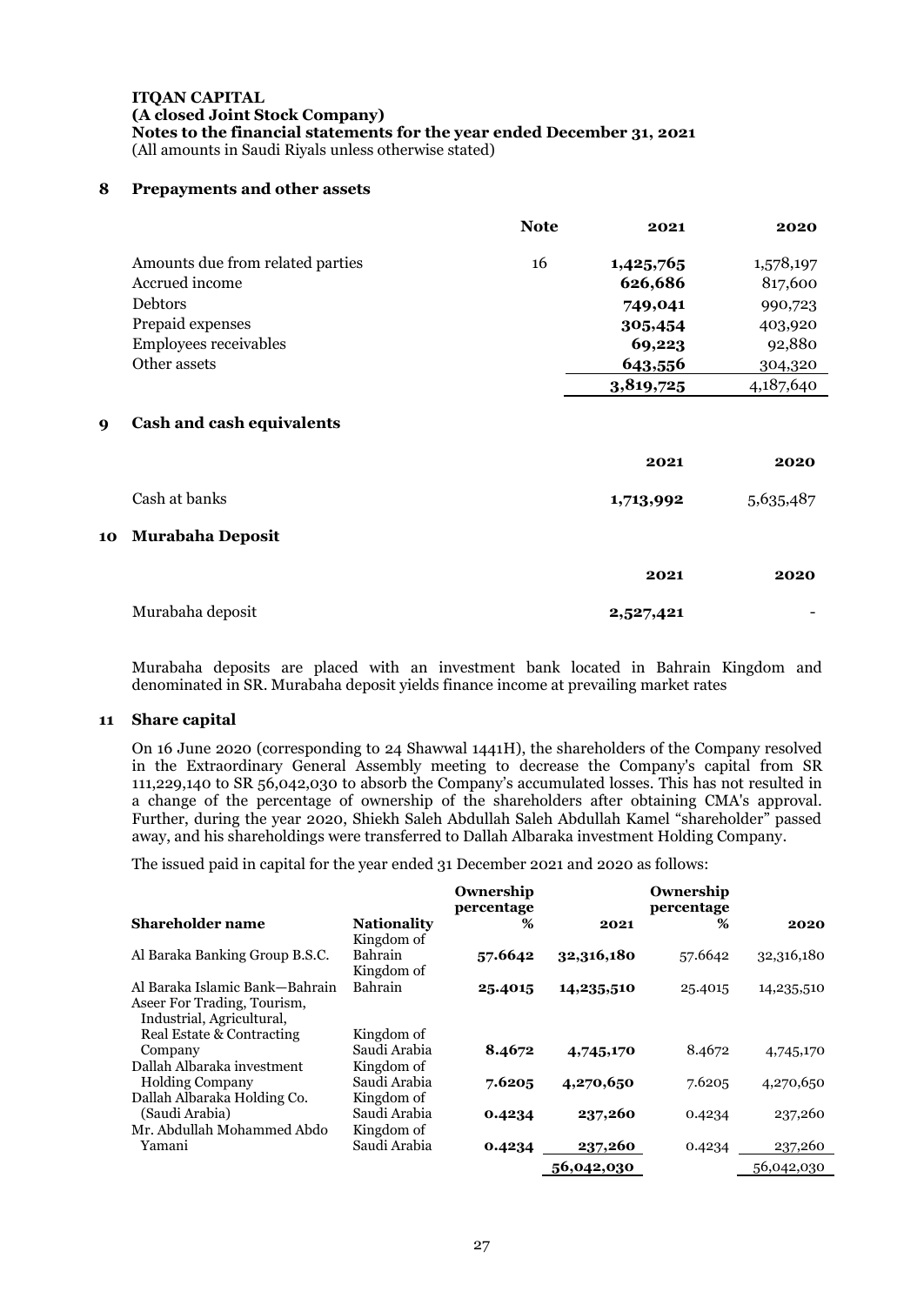**ITQAN CAPITAL**
**(A closed Joint Stock Company)**
**Notes to the financial statements for the year ended December 31, 2021**
(All amounts in Saudi Riyals unless otherwise stated)

## 8 Prepayments and other assets

| | Note | 2021 | 2020 |
|---|---|---|---|
| Amounts due from related parties | 16 | **1,425,765** | 1,578,197 |
| Accrued income | | **626,686** | 817,600 |
| Debtors | | **749,041** | 990,723 |
| Prepaid expenses | | **305,454** | 403,920 |
| Employees receivables | | **69,223** | 92,880 |
| Other assets | | **643,556** | 304,320 |
| | | **3,819,725** | 4,187,640 |

## 9 Cash and cash equivalents

| | 2021 | 2020 |
|---|---|---|
| Cash at banks | **1,713,992** | 5,635,487 |

## 10 Murabaha Deposit

| | 2021 | 2020 |
|---|---|---|
| Murabaha deposit | **2,527,421** | - |

Murabaha deposits are placed with an investment bank located in Bahrain Kingdom and denominated in SR. Murabaha deposit yields finance income at prevailing market rates

## 11 Share capital

On 16 June 2020 (corresponding to 24 Shawwal 1441H), the shareholders of the Company resolved in the Extraordinary General Assembly meeting to decrease the Company's capital from SR 111,229,140 to SR 56,042,030 to absorb the Company's accumulated losses. This has not resulted in a change of the percentage of ownership of the shareholders after obtaining CMA's approval. Further, during the year 2020, Shiekh Saleh Abdullah Saleh Abdullah Kamel "shareholder" passed away, and his shareholdings were transferred to Dallah Albaraka investment Holding Company.

The issued paid in capital for the year ended 31 December 2021 and 2020 as follows:

| Shareholder name | Nationality | Ownership percentage % | 2021 | Ownership percentage % | 2020 |
|---|---|---|---|---|---|
| Al Baraka Banking Group B.S.C. | Kingdom of Bahrain | **57.6642** | **32,316,180** | 57.6642 | 32,316,180 |
| Al Baraka Islamic Bank—Bahrain | Kingdom of Bahrain | **25.4015** | **14,235,510** | 25.4015 | 14,235,510 |
| Aseer For Trading, Tourism, Industrial, Agricultural, Real Estate & Contracting Company | Kingdom of Saudi Arabia | **8.4672** | **4,745,170** | 8.4672 | 4,745,170 |
| Dallah Albaraka investment Holding Company | Kingdom of Saudi Arabia | **7.6205** | **4,270,650** | 7.6205 | 4,270,650 |
| Dallah Albaraka Holding Co. (Saudi Arabia) | Kingdom of Saudi Arabia | **0.4234** | **237,260** | 0.4234 | 237,260 |
| Mr. Abdullah Mohammed Abdo Yamani | Kingdom of Saudi Arabia | **0.4234** | **237,260** | 0.4234 | 237,260 |
| | | | **56,042,030** | | 56,042,030 |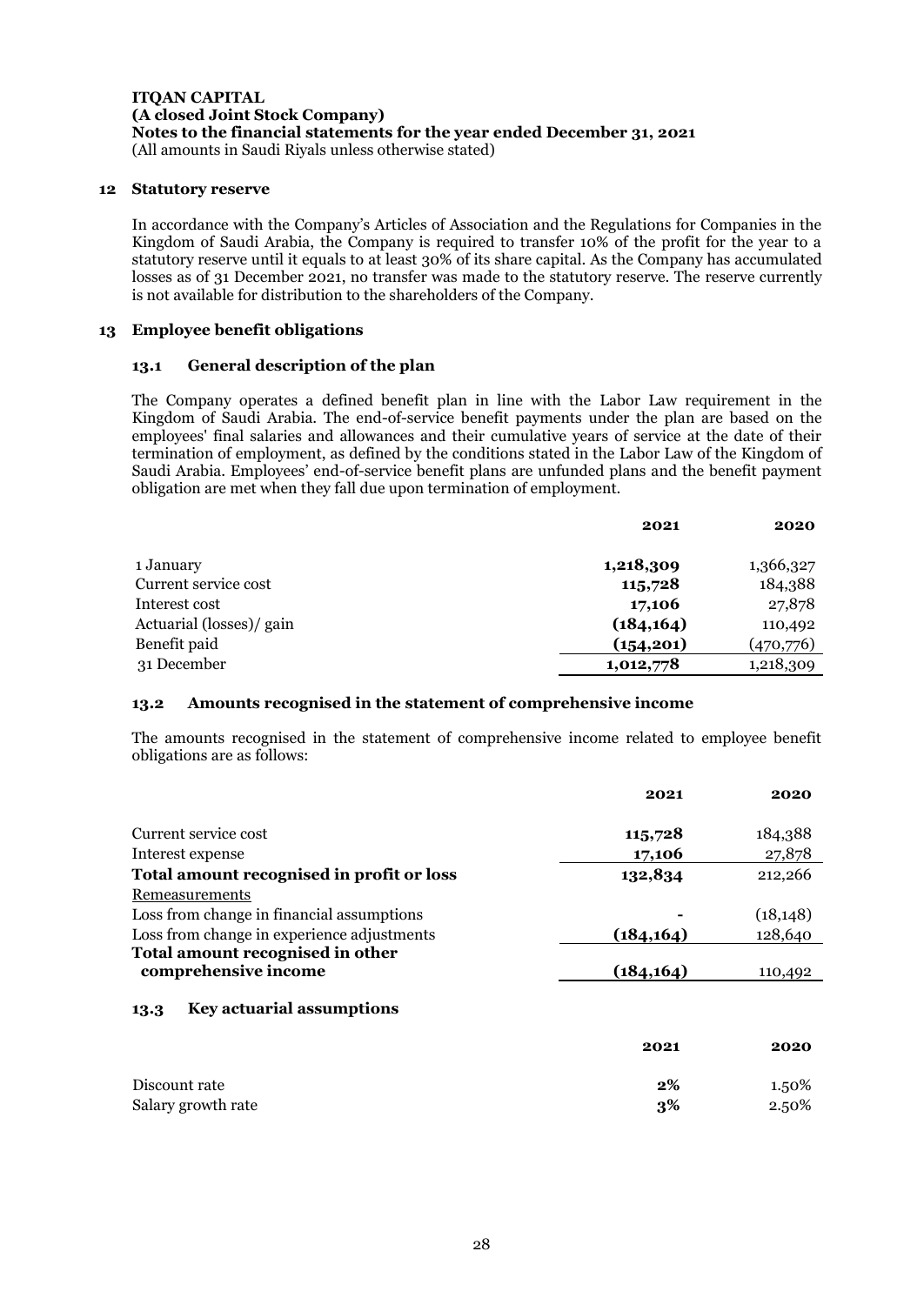**ITQAN CAPITAL**
**(A closed Joint Stock Company)**
**Notes to the financial statements for the year ended December 31, 2021**
(All amounts in Saudi Riyals unless otherwise stated)

## 12 Statutory reserve

In accordance with the Company's Articles of Association and the Regulations for Companies in the Kingdom of Saudi Arabia, the Company is required to transfer 10% of the profit for the year to a statutory reserve until it equals to at least 30% of its share capital. As the Company has accumulated losses as of 31 December 2021, no transfer was made to the statutory reserve. The reserve currently is not available for distribution to the shareholders of the Company.

## 13 Employee benefit obligations

### 13.1 General description of the plan

The Company operates a defined benefit plan in line with the Labor Law requirement in the Kingdom of Saudi Arabia. The end-of-service benefit payments under the plan are based on the employees' final salaries and allowances and their cumulative years of service at the date of their termination of employment, as defined by the conditions stated in the Labor Law of the Kingdom of Saudi Arabia. Employees' end-of-service benefit plans are unfunded plans and the benefit payment obligation are met when they fall due upon termination of employment.

| | **2021** | **2020** |
|---|---|---|
| 1 January | **1,218,309** | 1,366,327 |
| Current service cost | **115,728** | 184,388 |
| Interest cost | **17,106** | 27,878 |
| Actuarial (losses)/ gain | **(184,164)** | 110,492 |
| Benefit paid | **(154,201)** | (470,776) |
| 31 December | **1,012,778** | 1,218,309 |

### 13.2 Amounts recognised in the statement of comprehensive income

The amounts recognised in the statement of comprehensive income related to employee benefit obligations are as follows:

| | **2021** | **2020** |
|---|---|---|
| Current service cost | **115,728** | 184,388 |
| Interest expense | **17,106** | 27,878 |
| **Total amount recognised in profit or loss** | **132,834** | 212,266 |
| Remeasurements | | |
| Loss from change in financial assumptions | **-** | (18,148) |
| Loss from change in experience adjustments | **(184,164)** | 128,640 |
| **Total amount recognised in other comprehensive income** | **(184,164)** | 110,492 |

### 13.3 Key actuarial assumptions

| | **2021** | **2020** |
|---|---|---|
| Discount rate | **2%** | 1.50% |
| Salary growth rate | **3%** | 2.50% |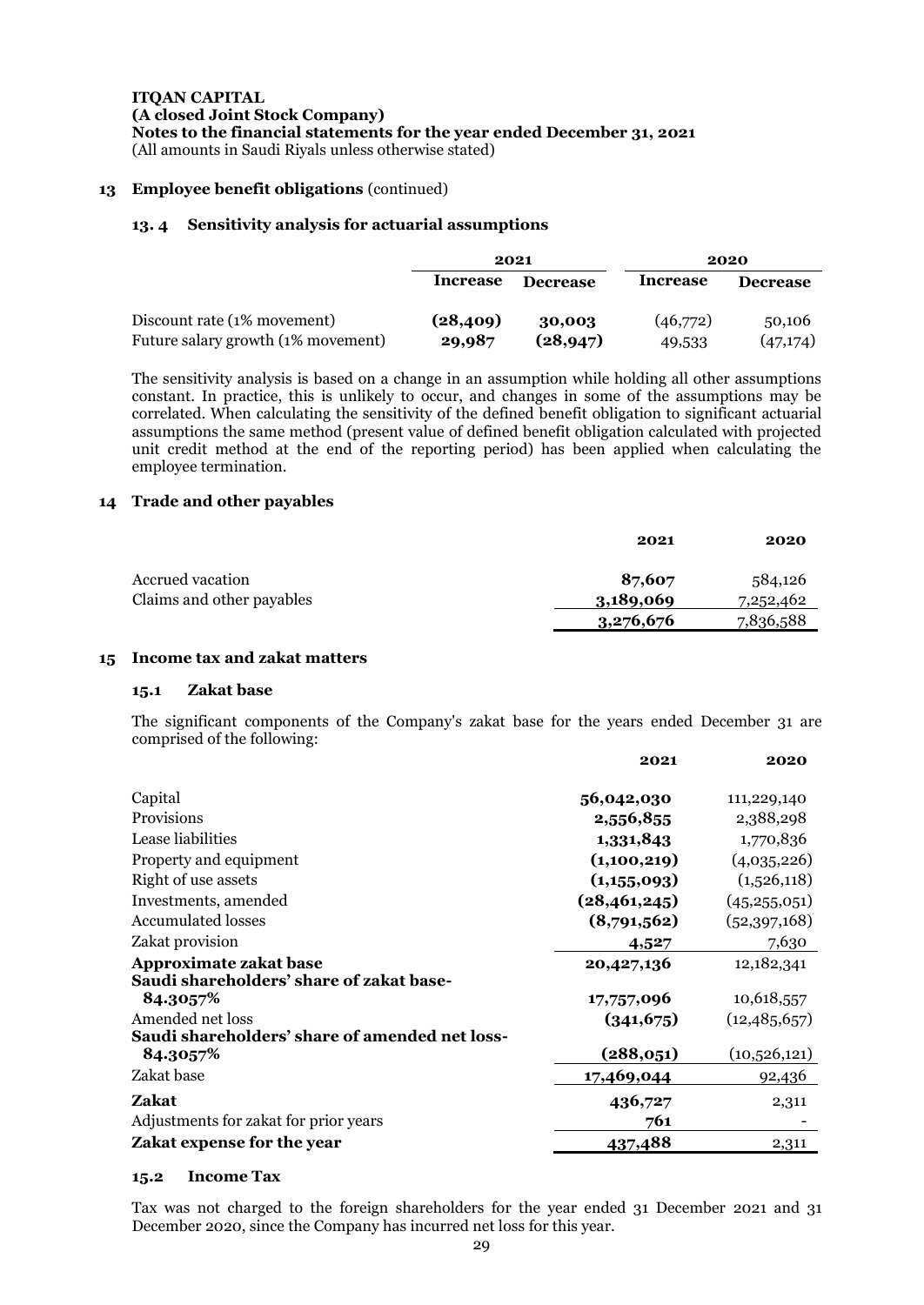**ITQAN CAPITAL**
**(A closed Joint Stock Company)**
**Notes to the financial statements for the year ended December 31, 2021**
(All amounts in Saudi Riyals unless otherwise stated)

## 13 Employee benefit obligations (continued)

### 13. 4 Sensitivity analysis for actuarial assumptions

| | 2021 | | 2020 | |
|---|---|---|---|---|
| | **Increase** | **Decrease** | **Increase** | **Decrease** |
| Discount rate (1% movement) | **(28,409)** | **30,003** | (46,772) | 50,106 |
| Future salary growth (1% movement) | **29,987** | **(28,947)** | 49,533 | (47,174) |

The sensitivity analysis is based on a change in an assumption while holding all other assumptions constant. In practice, this is unlikely to occur, and changes in some of the assumptions may be correlated. When calculating the sensitivity of the defined benefit obligation to significant actuarial assumptions the same method (present value of defined benefit obligation calculated with projected unit credit method at the end of the reporting period) has been applied when calculating the employee termination.

## 14 Trade and other payables

| | 2021 | 2020 |
|---|---|---|
| Accrued vacation | **87,607** | 584,126 |
| Claims and other payables | **3,189,069** | 7,252,462 |
| | **3,276,676** | 7,836,588 |

## 15 Income tax and zakat matters

### 15.1 Zakat base

The significant components of the Company's zakat base for the years ended December 31 are comprised of the following:

| | 2021 | 2020 |
|---|---|---|
| Capital | **56,042,030** | 111,229,140 |
| Provisions | **2,556,855** | 2,388,298 |
| Lease liabilities | **1,331,843** | 1,770,836 |
| Property and equipment | **(1,100,219)** | (4,035,226) |
| Right of use assets | **(1,155,093)** | (1,526,118) |
| Investments, amended | **(28,461,245)** | (45,255,051) |
| Accumulated losses | **(8,791,562)** | (52,397,168) |
| Zakat provision | **4,527** | 7,630 |
| **Approximate zakat base** | **20,427,136** | 12,182,341 |
| **Saudi shareholders' share of zakat base- 84.3057%** | **17,757,096** | 10,618,557 |
| Amended net loss | **(341,675)** | (12,485,657) |
| **Saudi shareholders' share of amended net loss- 84.3057%** | **(288,051)** | (10,526,121) |
| Zakat base | **17,469,044** | 92,436 |
| **Zakat** | **436,727** | 2,311 |
| Adjustments for zakat for prior years | **761** | - |
| **Zakat expense for the year** | **437,488** | 2,311 |

### 15.2 Income Tax

Tax was not charged to the foreign shareholders for the year ended 31 December 2021 and 31 December 2020, since the Company has incurred net loss for this year.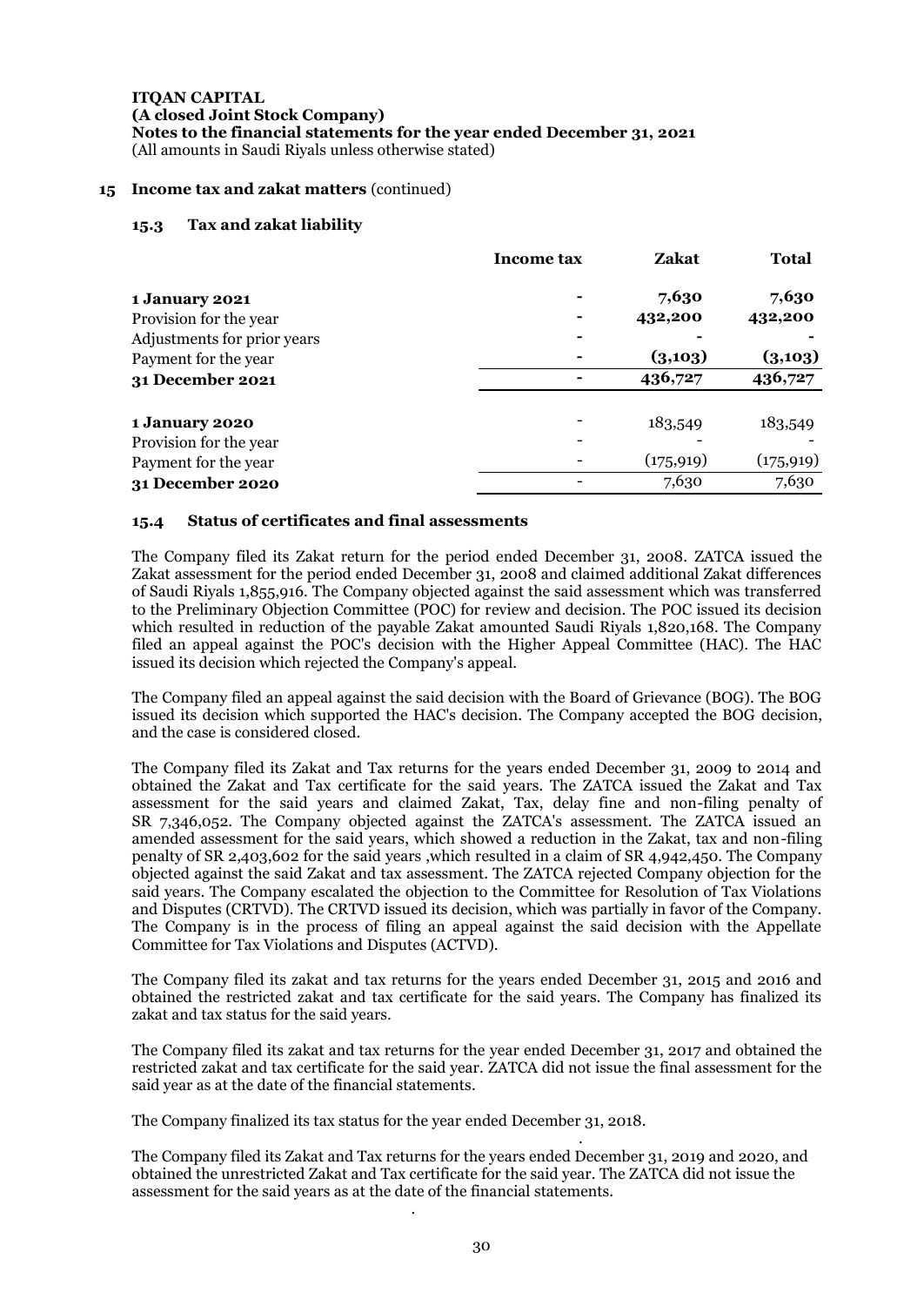**ITQAN CAPITAL**
**(A closed Joint Stock Company)**
**Notes to the financial statements for the year ended December 31, 2021**
(All amounts in Saudi Riyals unless otherwise stated)

## 15 Income tax and zakat matters (continued)

### 15.3 Tax and zakat liability

| | **Income tax** | **Zakat** | **Total** |
|---|---|---|---|
| **1 January 2021** | - | **7,630** | **7,630** |
| Provision for the year | - | **432,200** | **432,200** |
| Adjustments for prior years | - | **-** | **-** |
| Payment for the year | - | **(3,103)** | **(3,103)** |
| **31 December 2021** | - | **436,727** | **436,727** |
| | | | |
| **1 January 2020** | - | 183,549 | 183,549 |
| Provision for the year | - | - | - |
| Payment for the year | - | (175,919) | (175,919) |
| **31 December 2020** | - | 7,630 | 7,630 |

### 15.4 Status of certificates and final assessments

The Company filed its Zakat return for the period ended December 31, 2008. ZATCA issued the Zakat assessment for the period ended December 31, 2008 and claimed additional Zakat differences of Saudi Riyals 1,855,916. The Company objected against the said assessment which was transferred to the Preliminary Objection Committee (POC) for review and decision. The POC issued its decision which resulted in reduction of the payable Zakat amounted Saudi Riyals 1,820,168. The Company filed an appeal against the POC's decision with the Higher Appeal Committee (HAC). The HAC issued its decision which rejected the Company's appeal.

The Company filed an appeal against the said decision with the Board of Grievance (BOG). The BOG issued its decision which supported the HAC's decision. The Company accepted the BOG decision, and the case is considered closed.

The Company filed its Zakat and Tax returns for the years ended December 31, 2009 to 2014 and obtained the Zakat and Tax certificate for the said years. The ZATCA issued the Zakat and Tax assessment for the said years and claimed Zakat, Tax, delay fine and non-filing penalty of SR 7,346,052. The Company objected against the ZATCA's assessment. The ZATCA issued an amended assessment for the said years, which showed a reduction in the Zakat, tax and non-filing penalty of SR 2,403,602 for the said years ,which resulted in a claim of SR 4,942,450. The Company objected against the said Zakat and tax assessment. The ZATCA rejected Company objection for the said years. The Company escalated the objection to the Committee for Resolution of Tax Violations and Disputes (CRTVD). The CRTVD issued its decision, which was partially in favor of the Company. The Company is in the process of filing an appeal against the said decision with the Appellate Committee for Tax Violations and Disputes (ACTVD).

The Company filed its zakat and tax returns for the years ended December 31, 2015 and 2016 and obtained the restricted zakat and tax certificate for the said years. The Company has finalized its zakat and tax status for the said years.

The Company filed its zakat and tax returns for the year ended December 31, 2017 and obtained the restricted zakat and tax certificate for the said year. ZATCA did not issue the final assessment for the said year as at the date of the financial statements.

The Company finalized its tax status for the year ended December 31, 2018.

The Company filed its Zakat and Tax returns for the years ended December 31, 2019 and 2020, and obtained the unrestricted Zakat and Tax certificate for the said year. The ZATCA did not issue the assessment for the said years as at the date of the financial statements.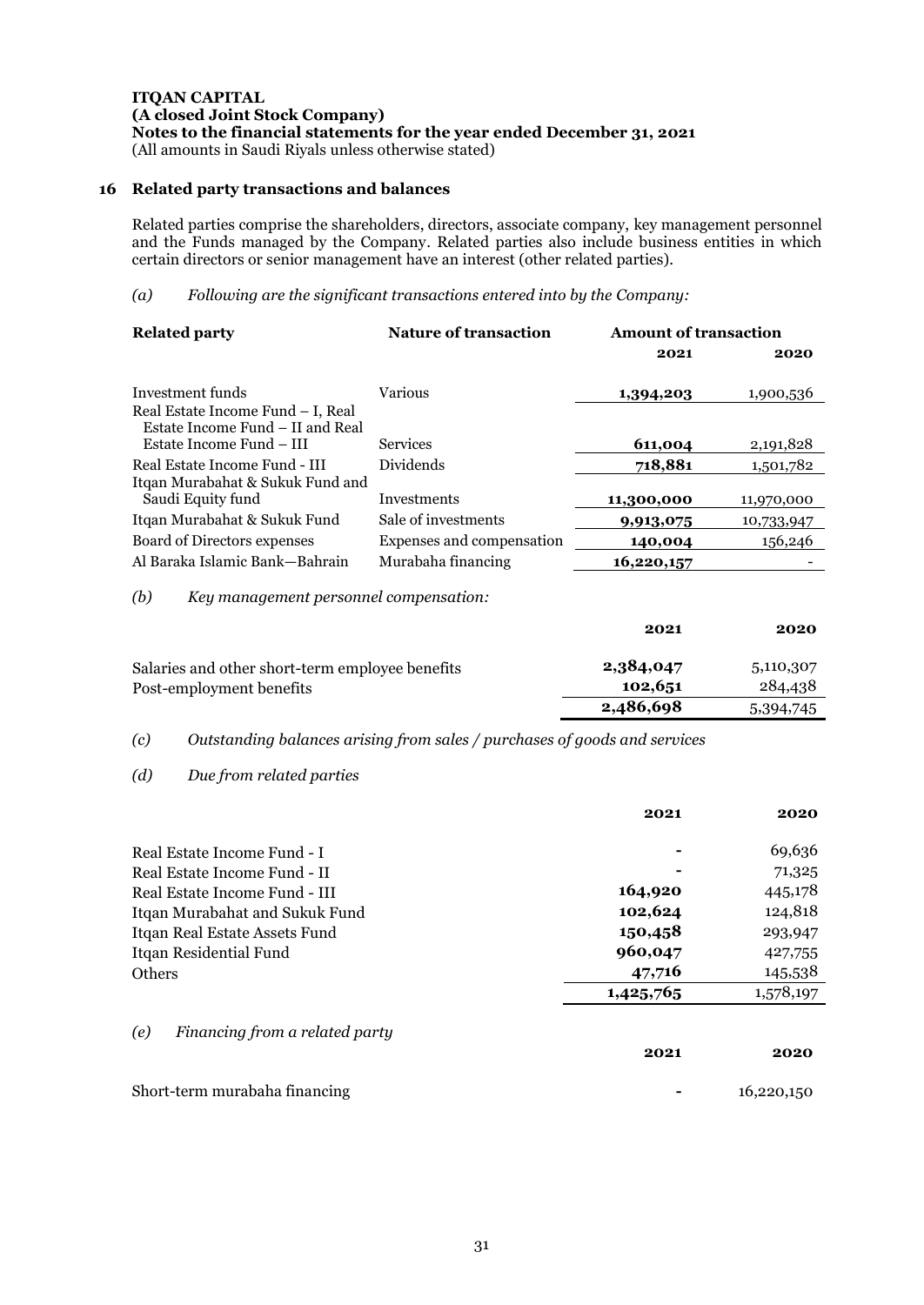**ITQAN CAPITAL**
**(A closed Joint Stock Company)**
**Notes to the financial statements for the year ended December 31, 2021**
(All amounts in Saudi Riyals unless otherwise stated)

## 16 Related party transactions and balances

Related parties comprise the shareholders, directors, associate company, key management personnel and the Funds managed by the Company. Related parties also include business entities in which certain directors or senior management have an interest (other related parties).

*(a) Following are the significant transactions entered into by the Company:*

| **Related party** | **Nature of transaction** | **Amount of transaction** | |
|---|---|---|---|
| | | **2021** | **2020** |
| Investment funds | Various | **1,394,203** | 1,900,536 |
| Real Estate Income Fund – I, Real Estate Income Fund – II and Real Estate Income Fund – III | Services | **611,004** | 2,191,828 |
| Real Estate Income Fund - III | Dividends | **718,881** | 1,501,782 |
| Itqan Murabahat & Sukuk Fund and Saudi Equity fund | Investments | **11,300,000** | 11,970,000 |
| Itqan Murabahat & Sukuk Fund | Sale of investments | **9,913,075** | 10,733,947 |
| Board of Directors expenses | Expenses and compensation | **140,004** | 156,246 |
| Al Baraka Islamic Bank—Bahrain | Murabaha financing | **16,220,157** | - |

*(b) Key management personnel compensation:*

| | **2021** | **2020** |
|---|---|---|
| Salaries and other short-term employee benefits | **2,384,047** | 5,110,307 |
| Post-employment benefits | **102,651** | 284,438 |
| | **2,486,698** | 5,394,745 |

*(c) Outstanding balances arising from sales / purchases of goods and services*

*(d) Due from related parties*

| | **2021** | **2020** |
|---|---|---|
| Real Estate Income Fund - I | **-** | 69,636 |
| Real Estate Income Fund - II | **-** | 71,325 |
| Real Estate Income Fund - III | **164,920** | 445,178 |
| Itqan Murabahat and Sukuk Fund | **102,624** | 124,818 |
| Itqan Real Estate Assets Fund | **150,458** | 293,947 |
| Itqan Residential Fund | **960,047** | 427,755 |
| Others | **47,716** | 145,538 |
| | **1,425,765** | 1,578,197 |

*(e) Financing from a related party*

| | **2021** | **2020** |
|---|---|---|
| Short-term murabaha financing | **-** | 16,220,150 |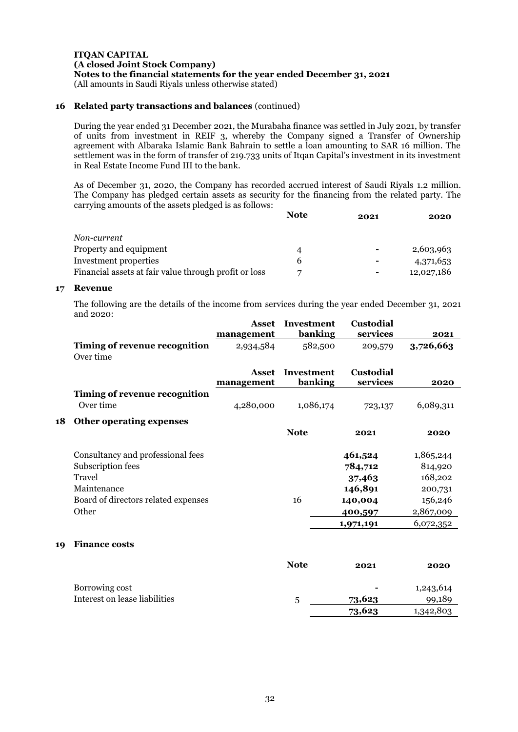**ITQAN CAPITAL**
**(A closed Joint Stock Company)**
**Notes to the financial statements for the year ended December 31, 2021**
(All amounts in Saudi Riyals unless otherwise stated)

## 16 Related party transactions and balances (continued)

During the year ended 31 December 2021, the Murabaha finance was settled in July 2021, by transfer of units from investment in REIF 3, whereby the Company signed a Transfer of Ownership agreement with Albaraka Islamic Bank Bahrain to settle a loan amounting to SAR 16 million. The settlement was in the form of transfer of 219.733 units of Itqan Capital's investment in its investment in Real Estate Income Fund III to the bank.

As of December 31, 2020, the Company has recorded accrued interest of Saudi Riyals 1.2 million. The Company has pledged certain assets as security for the financing from the related party. The carrying amounts of the assets pledged is as follows:

| | Note | 2021 | 2020 |
|---|---|---|---|
| *Non-current* | | | |
| Property and equipment | 4 | - | 2,603,963 |
| Investment properties | 6 | - | 4,371,653 |
| Financial assets at fair value through profit or loss | 7 | - | 12,027,186 |

## 17 Revenue

The following are the details of the income from services during the year ended December 31, 2021 and 2020:

| | Asset management | Investment banking | Custodial services | 2021 |
|---|---|---|---|---|
| **Timing of revenue recognition** | 2,934,584 | 582,500 | 209,579 | **3,726,663** |
| Over time | | | | |

| | Asset management | Investment banking | Custodial services | 2020 |
|---|---|---|---|---|
| **Timing of revenue recognition** | | | | |
| Over time | 4,280,000 | 1,086,174 | 723,137 | 6,089,311 |

## 18 Other operating expenses

| | Note | 2021 | 2020 |
|---|---|---|---|
| Consultancy and professional fees | | **461,524** | 1,865,244 |
| Subscription fees | | **784,712** | 814,920 |
| Travel | | **37,463** | 168,202 |
| Maintenance | | **146,891** | 200,731 |
| Board of directors related expenses | 16 | **140,004** | 156,246 |
| Other | | **400,597** | 2,867,009 |
| | | **1,971,191** | 6,072,352 |

## 19 Finance costs

| | Note | 2021 | 2020 |
|---|---|---|---|
| Borrowing cost | | - | 1,243,614 |
| Interest on lease liabilities | 5 | **73,623** | 99,189 |
| | | **73,623** | 1,342,803 |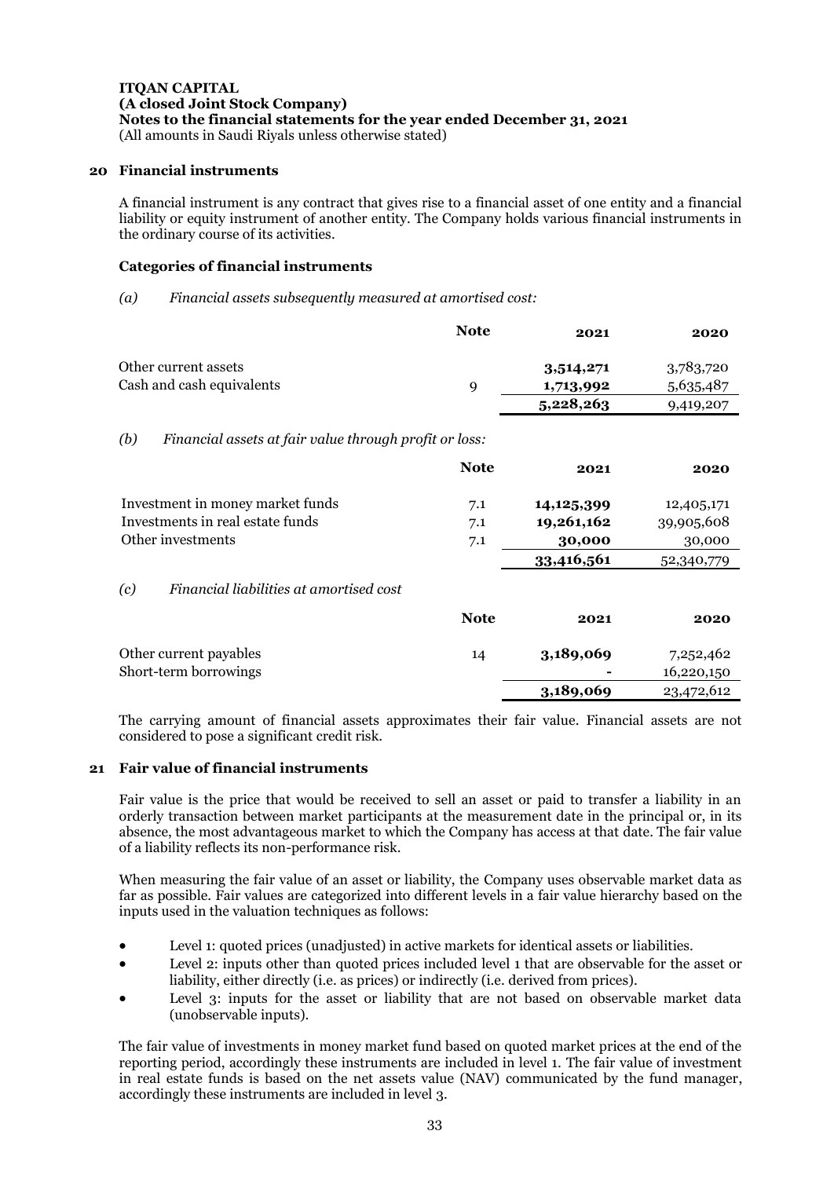**ITQAN CAPITAL**
**(A closed Joint Stock Company)**
**Notes to the financial statements for the year ended December 31, 2021**
(All amounts in Saudi Riyals unless otherwise stated)

## 20 Financial instruments

A financial instrument is any contract that gives rise to a financial asset of one entity and a financial liability or equity instrument of another entity. The Company holds various financial instruments in the ordinary course of its activities.

### Categories of financial instruments

*(a) Financial assets subsequently measured at amortised cost:*

| | Note | 2021 | 2020 |
|---|---|---|---|
| Other current assets | | **3,514,271** | 3,783,720 |
| Cash and cash equivalents | 9 | **1,713,992** | 5,635,487 |
| | | **5,228,263** | 9,419,207 |

*(b) Financial assets at fair value through profit or loss:*

| | Note | 2021 | 2020 |
|---|---|---|---|
| Investment in money market funds | 7.1 | **14,125,399** | 12,405,171 |
| Investments in real estate funds | 7.1 | **19,261,162** | 39,905,608 |
| Other investments | 7.1 | **30,000** | 30,000 |
| | | **33,416,561** | 52,340,779 |

*(c) Financial liabilities at amortised cost*

| | Note | 2021 | 2020 |
|---|---|---|---|
| Other current payables | 14 | **3,189,069** | 7,252,462 |
| Short-term borrowings | | **-** | 16,220,150 |
| | | **3,189,069** | 23,472,612 |

The carrying amount of financial assets approximates their fair value. Financial assets are not considered to pose a significant credit risk.

## 21 Fair value of financial instruments

Fair value is the price that would be received to sell an asset or paid to transfer a liability in an orderly transaction between market participants at the measurement date in the principal or, in its absence, the most advantageous market to which the Company has access at that date. The fair value of a liability reflects its non-performance risk.

When measuring the fair value of an asset or liability, the Company uses observable market data as far as possible. Fair values are categorized into different levels in a fair value hierarchy based on the inputs used in the valuation techniques as follows:

- Level 1: quoted prices (unadjusted) in active markets for identical assets or liabilities.
- Level 2: inputs other than quoted prices included level 1 that are observable for the asset or liability, either directly (i.e. as prices) or indirectly (i.e. derived from prices).
- Level 3: inputs for the asset or liability that are not based on observable market data (unobservable inputs).

The fair value of investments in money market fund based on quoted market prices at the end of the reporting period, accordingly these instruments are included in level 1. The fair value of investment in real estate funds is based on the net assets value (NAV) communicated by the fund manager, accordingly these instruments are included in level 3.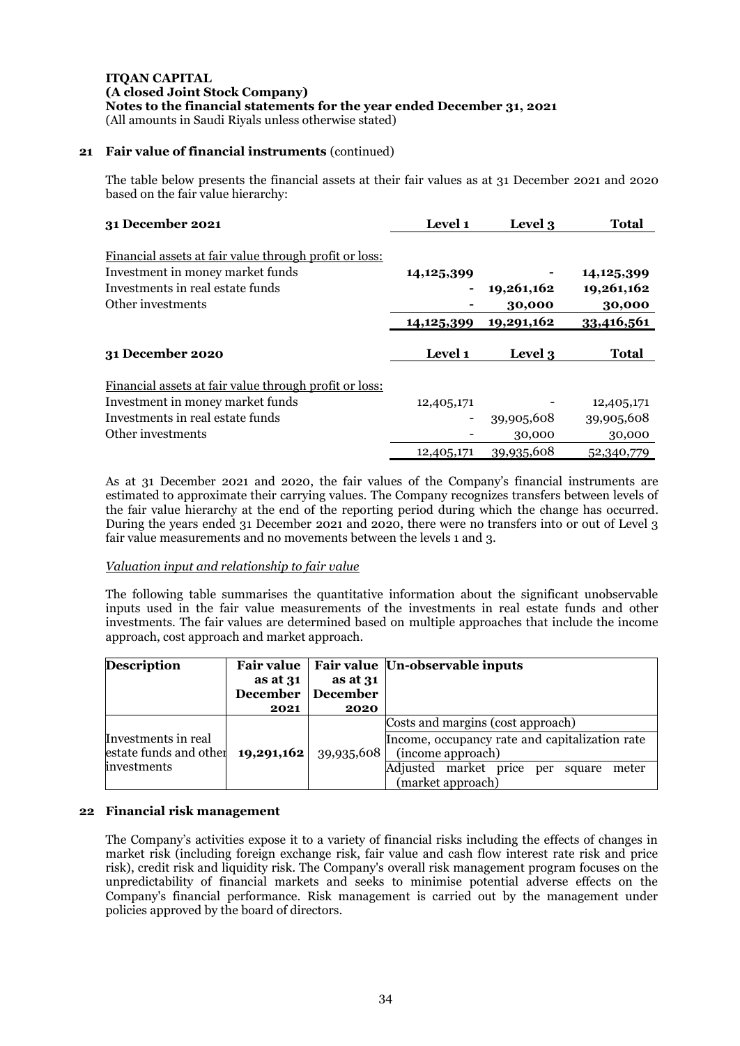## 21 Fair value of financial instruments (continued)

The table below presents the financial assets at their fair values as at 31 December 2021 and 2020 based on the fair value hierarchy:

| **31 December 2021** | **Level 1** | **Level 3** | **Total** |
|---|---|---|---|
| Financial assets at fair value through profit or loss: | | | |
| Investment in money market funds | **14,125,399** | **-** | **14,125,399** |
| Investments in real estate funds | **-** | **19,261,162** | **19,261,162** |
| Other investments | **-** | **30,000** | **30,000** |
| | **14,125,399** | **19,291,162** | **33,416,561** |

| **31 December 2020** | **Level 1** | **Level 3** | **Total** |
|---|---|---|---|
| Financial assets at fair value through profit or loss: | | | |
| Investment in money market funds | 12,405,171 | - | 12,405,171 |
| Investments in real estate funds | - | 39,905,608 | 39,905,608 |
| Other investments | - | 30,000 | 30,000 |
| | 12,405,171 | 39,935,608 | 52,340,779 |

As at 31 December 2021 and 2020, the fair values of the Company's financial instruments are estimated to approximate their carrying values. The Company recognizes transfers between levels of the fair value hierarchy at the end of the reporting period during which the change has occurred. During the years ended 31 December 2021 and 2020, there were no transfers into or out of Level 3 fair value measurements and no movements between the levels 1 and 3.

*Valuation input and relationship to fair value*

The following table summarises the quantitative information about the significant unobservable inputs used in the fair value measurements of the investments in real estate funds and other investments. The fair values are determined based on multiple approaches that include the income approach, cost approach and market approach.

| **Description** | **Fair value as at 31 December 2021** | **Fair value as at 31 December 2020** | **Un-observable inputs** |
|---|---|---|---|
| Investments in real estate funds and other investments | **19,291,162** | 39,935,608 | Costs and margins (cost approach)<br>Income, occupancy rate and capitalization rate (income approach)<br>Adjusted market price per square meter (market approach) |

## 22 Financial risk management

The Company's activities expose it to a variety of financial risks including the effects of changes in market risk (including foreign exchange risk, fair value and cash flow interest rate risk and price risk), credit risk and liquidity risk. The Company's overall risk management program focuses on the unpredictability of financial markets and seeks to minimise potential adverse effects on the Company's financial performance. Risk management is carried out by the management under policies approved by the board of directors.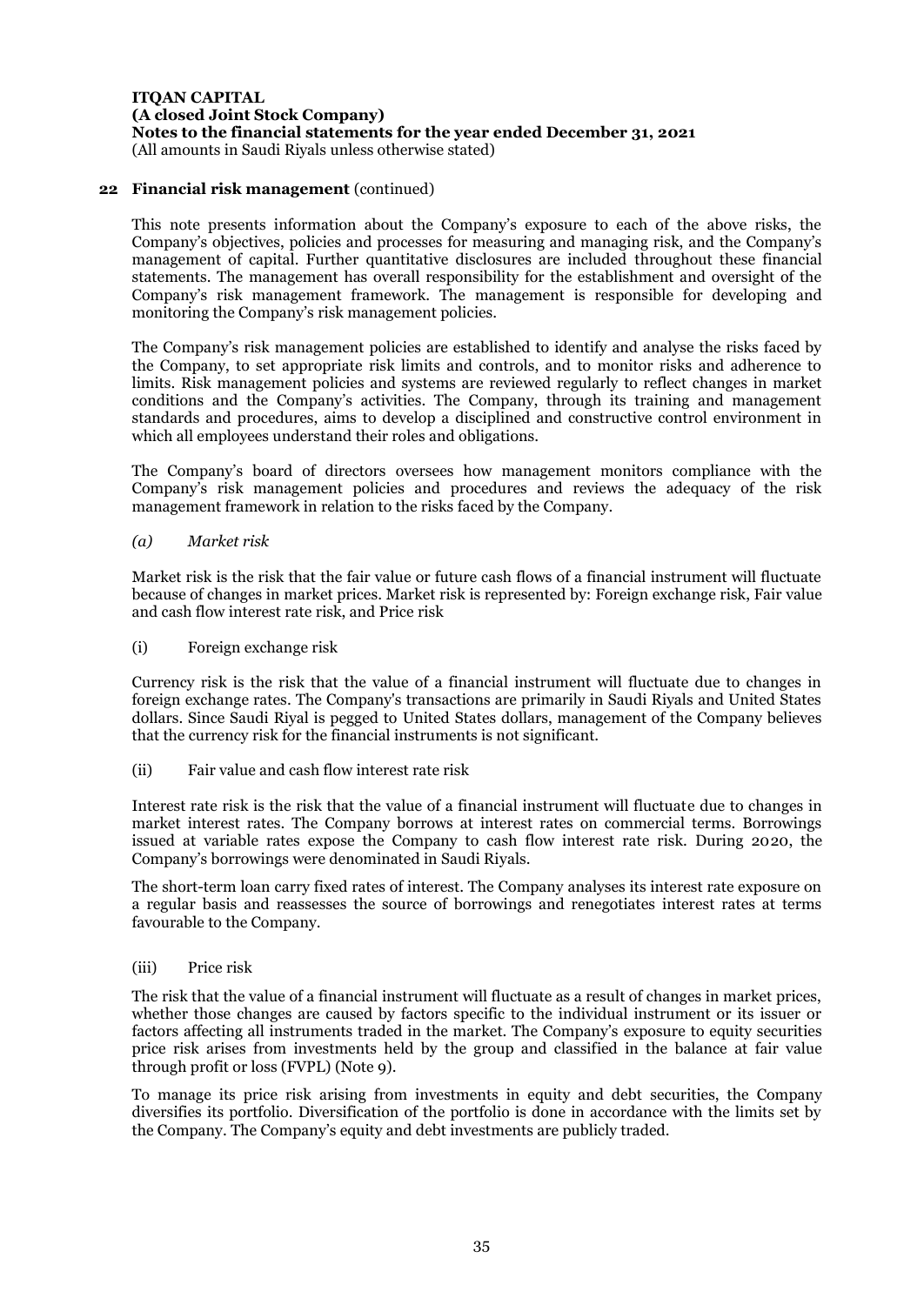## 22 Financial risk management (continued)

This note presents information about the Company's exposure to each of the above risks, the Company's objectives, policies and processes for measuring and managing risk, and the Company's management of capital. Further quantitative disclosures are included throughout these financial statements. The management has overall responsibility for the establishment and oversight of the Company's risk management framework. The management is responsible for developing and monitoring the Company's risk management policies.

The Company's risk management policies are established to identify and analyse the risks faced by the Company, to set appropriate risk limits and controls, and to monitor risks and adherence to limits. Risk management policies and systems are reviewed regularly to reflect changes in market conditions and the Company's activities. The Company, through its training and management standards and procedures, aims to develop a disciplined and constructive control environment in which all employees understand their roles and obligations.

The Company's board of directors oversees how management monitors compliance with the Company's risk management policies and procedures and reviews the adequacy of the risk management framework in relation to the risks faced by the Company.

### *(a) Market risk*

Market risk is the risk that the fair value or future cash flows of a financial instrument will fluctuate because of changes in market prices. Market risk is represented by: Foreign exchange risk, Fair value and cash flow interest rate risk, and Price risk

#### (i) Foreign exchange risk

Currency risk is the risk that the value of a financial instrument will fluctuate due to changes in foreign exchange rates. The Company's transactions are primarily in Saudi Riyals and United States dollars. Since Saudi Riyal is pegged to United States dollars, management of the Company believes that the currency risk for the financial instruments is not significant.

#### (ii) Fair value and cash flow interest rate risk

Interest rate risk is the risk that the value of a financial instrument will fluctuate due to changes in market interest rates. The Company borrows at interest rates on commercial terms. Borrowings issued at variable rates expose the Company to cash flow interest rate risk. During 2020, the Company's borrowings were denominated in Saudi Riyals.

The short-term loan carry fixed rates of interest. The Company analyses its interest rate exposure on a regular basis and reassesses the source of borrowings and renegotiates interest rates at terms favourable to the Company.

#### (iii) Price risk

The risk that the value of a financial instrument will fluctuate as a result of changes in market prices, whether those changes are caused by factors specific to the individual instrument or its issuer or factors affecting all instruments traded in the market. The Company's exposure to equity securities price risk arises from investments held by the group and classified in the balance at fair value through profit or loss (FVPL) (Note 9).

To manage its price risk arising from investments in equity and debt securities, the Company diversifies its portfolio. Diversification of the portfolio is done in accordance with the limits set by the Company. The Company's equity and debt investments are publicly traded.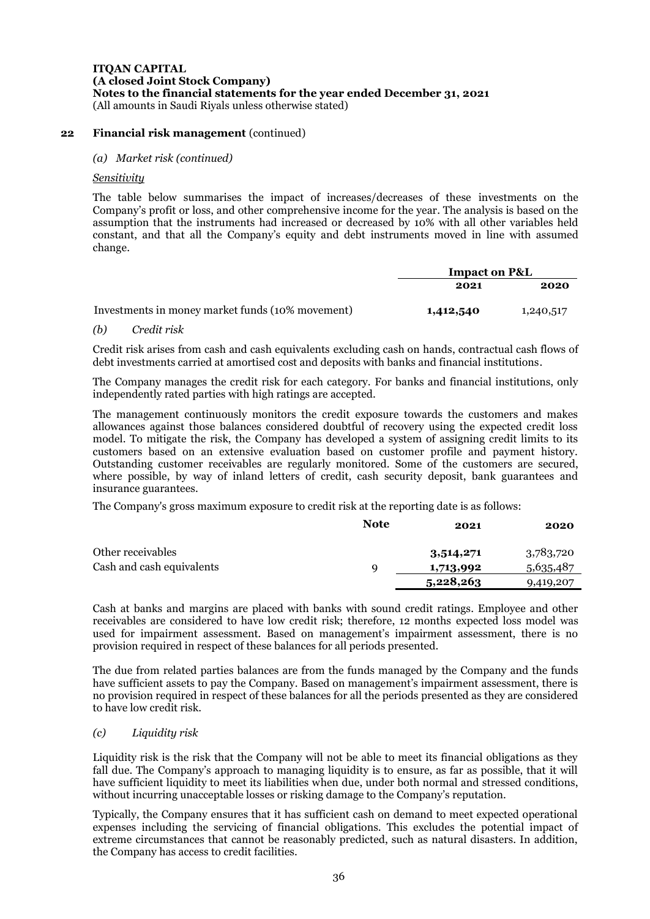**ITQAN CAPITAL**
**(A closed Joint Stock Company)**
**Notes to the financial statements for the year ended December 31, 2021**
(All amounts in Saudi Riyals unless otherwise stated)

## 22 Financial risk management (continued)

*(a) Market risk (continued)*

***Sensitivity***

The table below summarises the impact of increases/decreases of these investments on the Company's profit or loss, and other comprehensive income for the year. The analysis is based on the assumption that the instruments had increased or decreased by 10% with all other variables held constant, and that all the Company's equity and debt instruments moved in line with assumed change.

| | **Impact on P&L** | |
|---|---|---|
| | **2021** | **2020** |
| Investments in money market funds (10% movement) | **1,412,540** | 1,240,517 |

*(b) Credit risk*

Credit risk arises from cash and cash equivalents excluding cash on hands, contractual cash flows of debt investments carried at amortised cost and deposits with banks and financial institutions.

The Company manages the credit risk for each category. For banks and financial institutions, only independently rated parties with high ratings are accepted.

The management continuously monitors the credit exposure towards the customers and makes allowances against those balances considered doubtful of recovery using the expected credit loss model. To mitigate the risk, the Company has developed a system of assigning credit limits to its customers based on an extensive evaluation based on customer profile and payment history. Outstanding customer receivables are regularly monitored. Some of the customers are secured, where possible, by way of inland letters of credit, cash security deposit, bank guarantees and insurance guarantees.

The Company's gross maximum exposure to credit risk at the reporting date is as follows:

| | **Note** | **2021** | **2020** |
|---|---|---|---|
| Other receivables | | **3,514,271** | 3,783,720 |
| Cash and cash equivalents | 9 | **1,713,992** | 5,635,487 |
| | | **5,228,263** | 9,419,207 |

Cash at banks and margins are placed with banks with sound credit ratings. Employee and other receivables are considered to have low credit risk; therefore, 12 months expected loss model was used for impairment assessment. Based on management's impairment assessment, there is no provision required in respect of these balances for all periods presented.

The due from related parties balances are from the funds managed by the Company and the funds have sufficient assets to pay the Company. Based on management's impairment assessment, there is no provision required in respect of these balances for all the periods presented as they are considered to have low credit risk.

*(c) Liquidity risk*

Liquidity risk is the risk that the Company will not be able to meet its financial obligations as they fall due. The Company's approach to managing liquidity is to ensure, as far as possible, that it will have sufficient liquidity to meet its liabilities when due, under both normal and stressed conditions, without incurring unacceptable losses or risking damage to the Company's reputation.

Typically, the Company ensures that it has sufficient cash on demand to meet expected operational expenses including the servicing of financial obligations. This excludes the potential impact of extreme circumstances that cannot be reasonably predicted, such as natural disasters. In addition, the Company has access to credit facilities.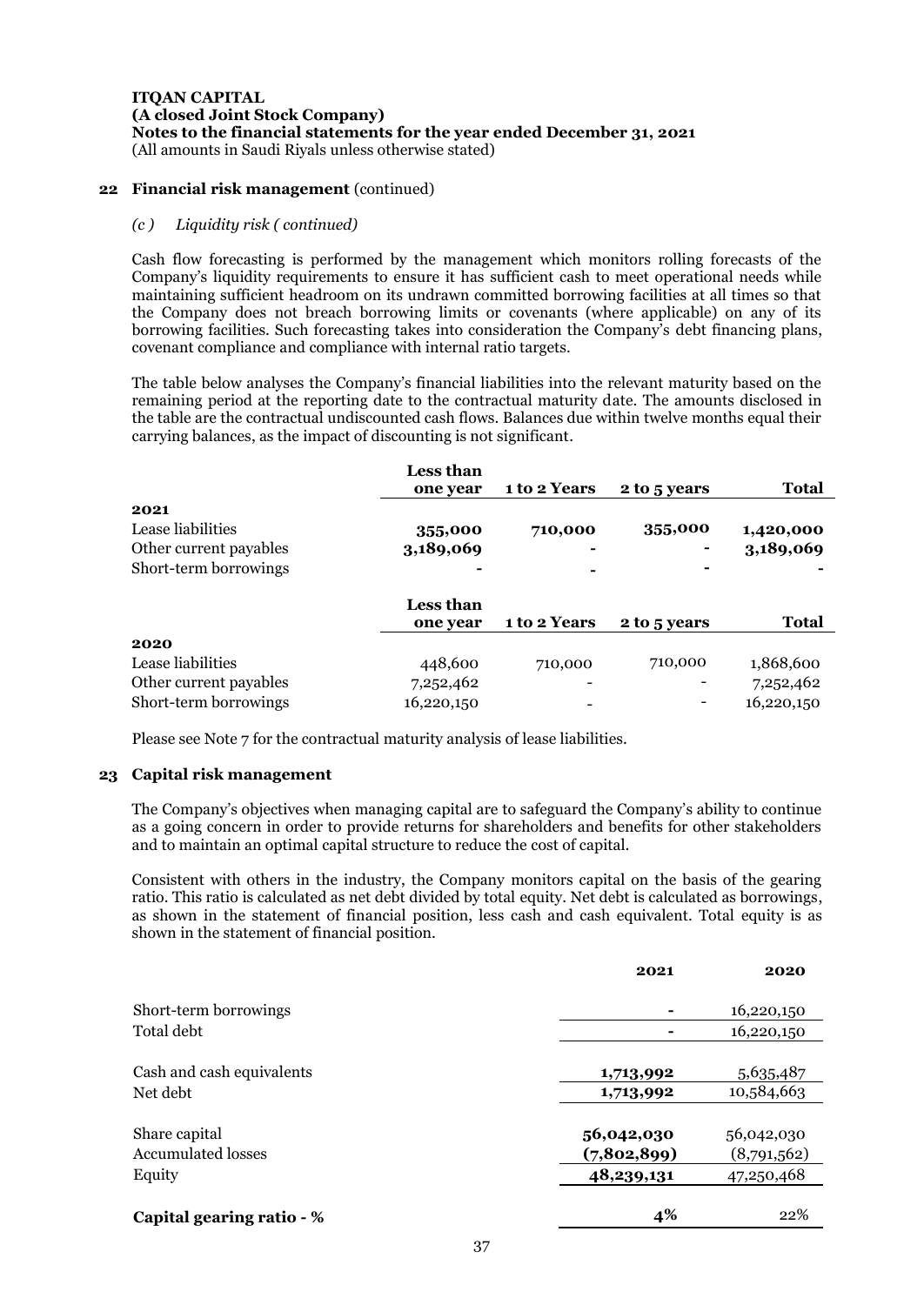**ITQAN CAPITAL**
**(A closed Joint Stock Company)**
**Notes to the financial statements for the year ended December 31, 2021**
(All amounts in Saudi Riyals unless otherwise stated)

## 22 Financial risk management (continued)

### *(c ) Liquidity risk ( continued)*

Cash flow forecasting is performed by the management which monitors rolling forecasts of the Company's liquidity requirements to ensure it has sufficient cash to meet operational needs while maintaining sufficient headroom on its undrawn committed borrowing facilities at all times so that the Company does not breach borrowing limits or covenants (where applicable) on any of its borrowing facilities. Such forecasting takes into consideration the Company's debt financing plans, covenant compliance and compliance with internal ratio targets.

The table below analyses the Company's financial liabilities into the relevant maturity based on the remaining period at the reporting date to the contractual maturity date. The amounts disclosed in the table are the contractual undiscounted cash flows. Balances due within twelve months equal their carrying balances, as the impact of discounting is not significant.

| | Less than one year | 1 to 2 Years | 2 to 5 years | Total |
|---|---|---|---|---|
| **2021** | | | | |
| Lease liabilities | **355,000** | **710,000** | **355,000** | **1,420,000** |
| Other current payables | **3,189,069** | **-** | **-** | **3,189,069** |
| Short-term borrowings | **-** | **-** | **-** | **-** |

| | Less than one year | 1 to 2 Years | 2 to 5 years | Total |
|---|---|---|---|---|
| **2020** | | | | |
| Lease liabilities | 448,600 | 710,000 | 710,000 | 1,868,600 |
| Other current payables | 7,252,462 | - | - | 7,252,462 |
| Short-term borrowings | 16,220,150 | - | - | 16,220,150 |

Please see Note 7 for the contractual maturity analysis of lease liabilities.

## 23 Capital risk management

The Company's objectives when managing capital are to safeguard the Company's ability to continue as a going concern in order to provide returns for shareholders and benefits for other stakeholders and to maintain an optimal capital structure to reduce the cost of capital.

Consistent with others in the industry, the Company monitors capital on the basis of the gearing ratio. This ratio is calculated as net debt divided by total equity. Net debt is calculated as borrowings, as shown in the statement of financial position, less cash and cash equivalent. Total equity is as shown in the statement of financial position.

| | 2021 | 2020 |
|---|---|---|
| Short-term borrowings | - | 16,220,150 |
| Total debt | - | 16,220,150 |
| Cash and cash equivalents | **1,713,992** | 5,635,487 |
| Net debt | **1,713,992** | 10,584,663 |
| Share capital | **56,042,030** | 56,042,030 |
| Accumulated losses | **(7,802,899)** | (8,791,562) |
| Equity | **48,239,131** | 47,250,468 |
| **Capital gearing ratio - %** | **4%** | 22% |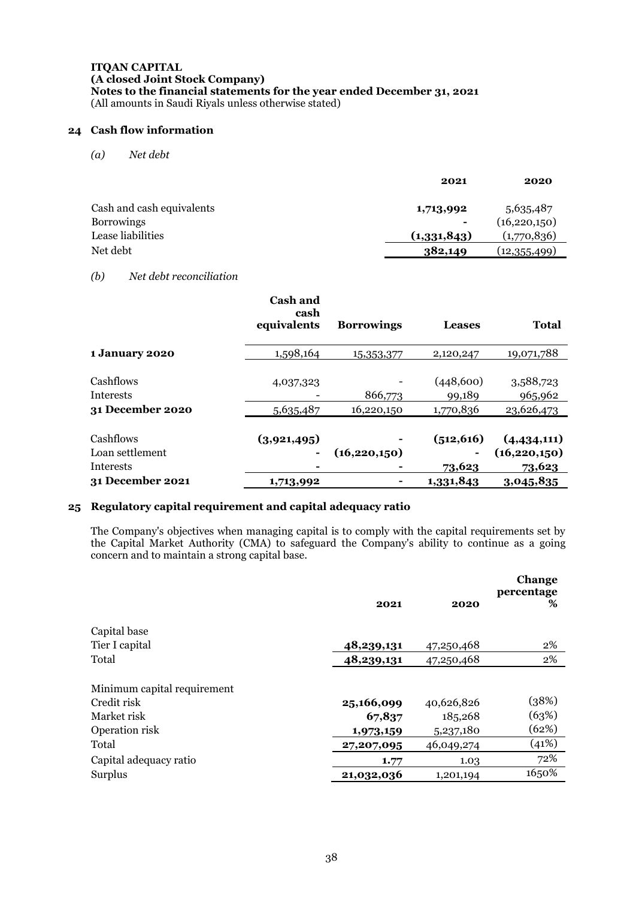**ITQAN CAPITAL**
**(A closed Joint Stock Company)**
**Notes to the financial statements for the year ended December 31, 2021**
(All amounts in Saudi Riyals unless otherwise stated)

## 24 Cash flow information

*(a) Net debt*

| | 2021 | 2020 |
|---|---|---|
| Cash and cash equivalents | **1,713,992** | 5,635,487 |
| Borrowings | **-** | (16,220,150) |
| Lease liabilities | **(1,331,843)** | (1,770,836) |
| Net debt | **382,149** | (12,355,499) |

*(b) Net debt reconciliation*

| | Cash and cash equivalents | Borrowings | Leases | Total |
|---|---|---|---|---|
| **1 January 2020** | 1,598,164 | 15,353,377 | 2,120,247 | 19,071,788 |
| Cashflows | 4,037,323 | - | (448,600) | 3,588,723 |
| Interests | - | 866,773 | 99,189 | 965,962 |
| **31 December 2020** | 5,635,487 | 16,220,150 | 1,770,836 | 23,626,473 |
| Cashflows | **(3,921,495)** | **-** | **(512,616)** | **(4,434,111)** |
| Loan settlement | **-** | **(16,220,150)** | **-** | **(16,220,150)** |
| Interests | **-** | **-** | **73,623** | **73,623** |
| **31 December 2021** | **1,713,992** | **-** | **1,331,843** | **3,045,835** |

## 25 Regulatory capital requirement and capital adequacy ratio

The Company's objectives when managing capital is to comply with the capital requirements set by the Capital Market Authority (CMA) to safeguard the Company's ability to continue as a going concern and to maintain a strong capital base.

| | 2021 | 2020 | Change percentage % |
|---|---|---|---|
| Capital base | | | |
| Tier I capital | **48,239,131** | 47,250,468 | 2% |
| Total | **48,239,131** | 47,250,468 | 2% |
| Minimum capital requirement | | | |
| Credit risk | **25,166,099** | 40,626,826 | (38%) |
| Market risk | **67,837** | 185,268 | (63%) |
| Operation risk | **1,973,159** | 5,237,180 | (62%) |
| Total | **27,207,095** | 46,049,274 | (41%) |
| Capital adequacy ratio | **1.77** | 1.03 | 72% |
| Surplus | **21,032,036** | 1,201,194 | 1650% |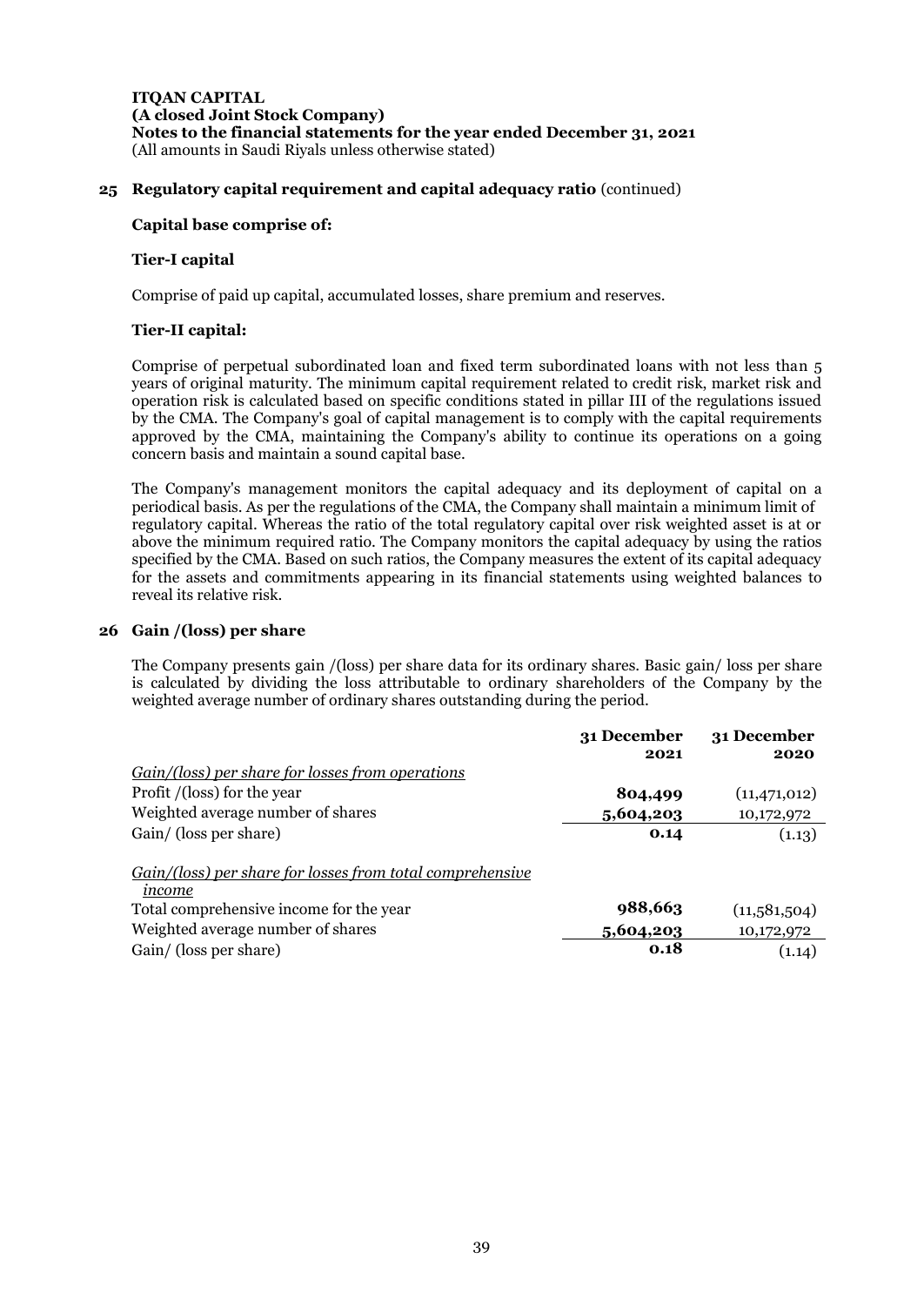**ITQAN CAPITAL**
**(A closed Joint Stock Company)**
**Notes to the financial statements for the year ended December 31, 2021**
(All amounts in Saudi Riyals unless otherwise stated)

## 25 Regulatory capital requirement and capital adequacy ratio (continued)

**Capital base comprise of:**

**Tier-I capital**

Comprise of paid up capital, accumulated losses, share premium and reserves.

**Tier-II capital:**

Comprise of perpetual subordinated loan and fixed term subordinated loans with not less than 5 years of original maturity. The minimum capital requirement related to credit risk, market risk and operation risk is calculated based on specific conditions stated in pillar III of the regulations issued by the CMA. The Company's goal of capital management is to comply with the capital requirements approved by the CMA, maintaining the Company's ability to continue its operations on a going concern basis and maintain a sound capital base.

The Company's management monitors the capital adequacy and its deployment of capital on a periodical basis. As per the regulations of the CMA, the Company shall maintain a minimum limit of regulatory capital. Whereas the ratio of the total regulatory capital over risk weighted asset is at or above the minimum required ratio. The Company monitors the capital adequacy by using the ratios specified by the CMA. Based on such ratios, the Company measures the extent of its capital adequacy for the assets and commitments appearing in its financial statements using weighted balances to reveal its relative risk.

## 26 Gain /(loss) per share

The Company presents gain /(loss) per share data for its ordinary shares. Basic gain/ loss per share is calculated by dividing the loss attributable to ordinary shareholders of the Company by the weighted average number of ordinary shares outstanding during the period.

| | 31 December 2021 | 31 December 2020 |
|---|---|---|
| *Gain/(loss) per share for losses from operations* | | |
| Profit /(loss) for the year | **804,499** | (11,471,012) |
| Weighted average number of shares | **5,604,203** | 10,172,972 |
| Gain/ (loss per share) | **0.14** | (1.13) |
| *Gain/(loss) per share for losses from total comprehensive income* | | |
| Total comprehensive income for the year | **988,663** | (11,581,504) |
| Weighted average number of shares | **5,604,203** | 10,172,972 |
| Gain/ (loss per share) | **0.18** | (1.14) |